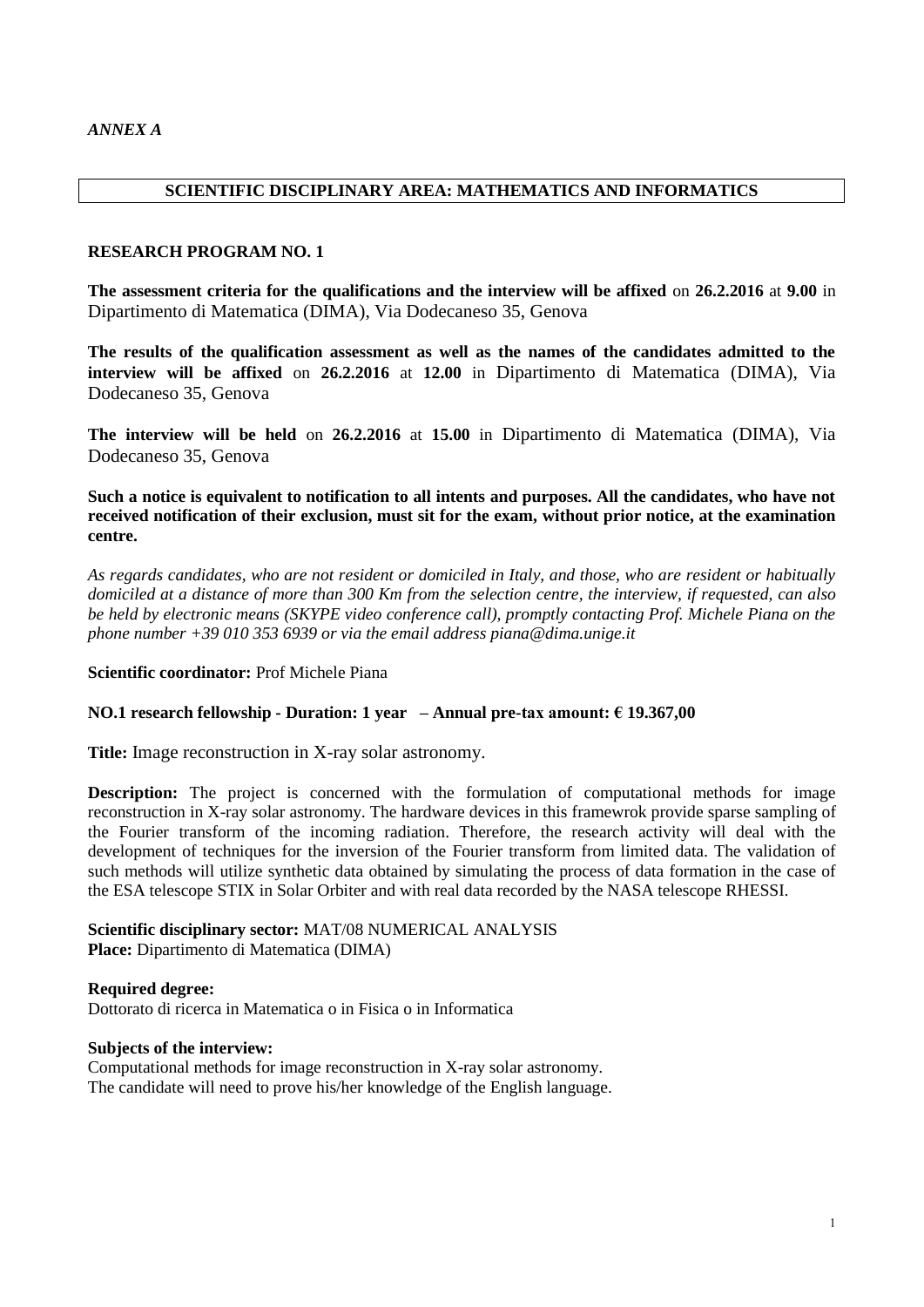*ANNEX A*

## SCIENTIFIC DISCIPLINARY AREA: MATHEMATICS AND INFORMATICS

### RESEARCH PROGRAM NO. 1

**The assessment criteria for the qualifications and the interview will be affixed** on **26.2.2016** at **9.00** in Dipartimento di Matematica (DIMA), Via Dodecaneso 35, Genova

**The results of the qualification assessment as well as the names of the candidates admitted to the interview will be affixed** on **26.2.2016** at **12.00** in Dipartimento di Matematica (DIMA), Via Dodecaneso 35, Genova

**The interview will be held** on **26.2.2016** at **15.00** in Dipartimento di Matematica (DIMA), Via Dodecaneso 35, Genova

**Such a notice is equivalent to notification to all intents and purposes. All the candidates, who have not received notification of their exclusion, must sit for the exam, without prior notice, at the examination centre.**

*As regards candidates, who are not resident or domiciled in Italy, and those, who are resident or habitually domiciled at a distance of more than 300 Km from the selection centre, the interview, if requested, can also be held by electronic means (SKYPE video conference call), promptly contacting Prof. Michele Piana on the phone number +39 010 353 6939 or via the email address piana@dima.unige.it*

**Scientific coordinator:** Prof Michele Piana

**NO.1 research fellowship - Duration: 1 year – Annual pre-tax amount: € 19.367,00**

**Title:** Image reconstruction in X-ray solar astronomy.

**Description:** The project is concerned with the formulation of computational methods for image reconstruction in X-ray solar astronomy. The hardware devices in this framewrok provide sparse sampling of the Fourier transform of the incoming radiation. Therefore, the research activity will deal with the development of techniques for the inversion of the Fourier transform from limited data. The validation of such methods will utilize synthetic data obtained by simulating the process of data formation in the case of the ESA telescope STIX in Solar Orbiter and with real data recorded by the NASA telescope RHESSI.

**Scientific disciplinary sector:** MAT/08 NUMERICAL ANALYSIS
**Place:** Dipartimento di Matematica (DIMA)

**Required degree:**
Dottorato di ricerca in Matematica o in Fisica o in Informatica

**Subjects of the interview:**
Computational methods for image reconstruction in X-ray solar astronomy.
The candidate will need to prove his/her knowledge of the English language.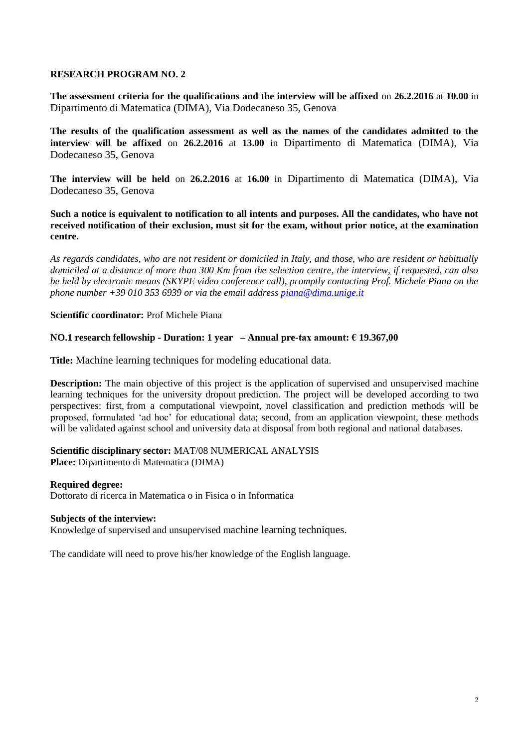## RESEARCH PROGRAM NO. 2

**The assessment criteria for the qualifications and the interview will be affixed** on **26.2.2016** at **10.00** in Dipartimento di Matematica (DIMA), Via Dodecaneso 35, Genova

**The results of the qualification assessment as well as the names of the candidates admitted to the interview will be affixed** on **26.2.2016** at **13.00** in Dipartimento di Matematica (DIMA), Via Dodecaneso 35, Genova

**The interview will be held** on **26.2.2016** at **16.00** in Dipartimento di Matematica (DIMA), Via Dodecaneso 35, Genova

**Such a notice is equivalent to notification to all intents and purposes. All the candidates, who have not received notification of their exclusion, must sit for the exam, without prior notice, at the examination centre.**

*As regards candidates, who are not resident or domiciled in Italy, and those, who are resident or habitually domiciled at a distance of more than 300 Km from the selection centre, the interview, if requested, can also be held by electronic means (SKYPE video conference call), promptly contacting Prof. Michele Piana on the phone number +39 010 353 6939 or via the email address [piana@dima.unige.it](mailto:piana@dima.unige.it)*

**Scientific coordinator:** Prof Michele Piana

**NO.1 research fellowship - Duration: 1 year – Annual pre-tax amount: € 19.367,00**

**Title:** Machine learning techniques for modeling educational data.

**Description:** The main objective of this project is the application of supervised and unsupervised machine learning techniques for the university dropout prediction. The project will be developed according to two perspectives: first, from a computational viewpoint, novel classification and prediction methods will be proposed, formulated 'ad hoc' for educational data; second, from an application viewpoint, these methods will be validated against school and university data at disposal from both regional and national databases.

**Scientific disciplinary sector:** MAT/08 NUMERICAL ANALYSIS
**Place:** Dipartimento di Matematica (DIMA)

**Required degree:**
Dottorato di ricerca in Matematica o in Fisica o in Informatica

**Subjects of the interview:**
Knowledge of supervised and unsupervised machine learning techniques.

The candidate will need to prove his/her knowledge of the English language.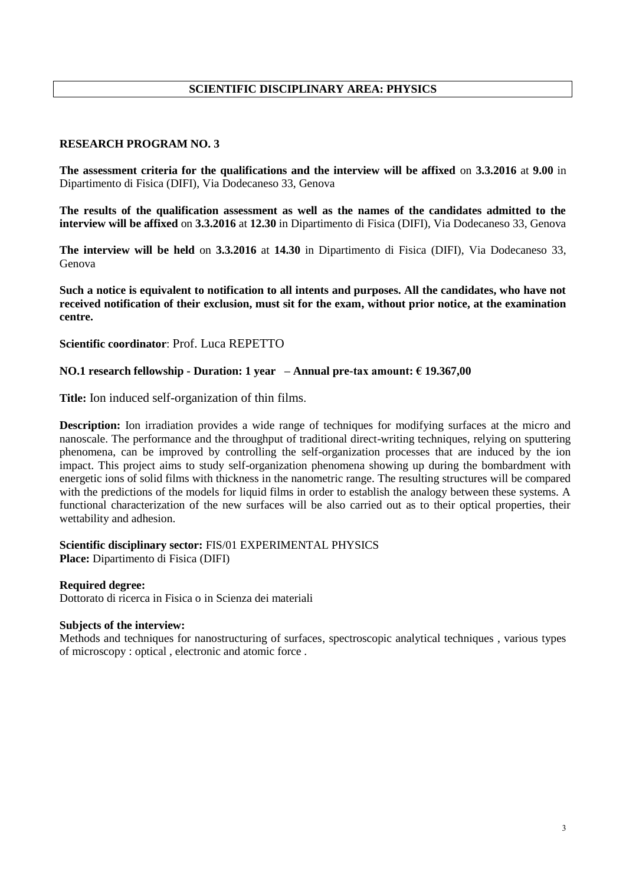## SCIENTIFIC DISCIPLINARY AREA: PHYSICS

### RESEARCH PROGRAM NO. 3

**The assessment criteria for the qualifications and the interview will be affixed** on **3.3.2016** at **9.00** in Dipartimento di Fisica (DIFI), Via Dodecaneso 33, Genova

**The results of the qualification assessment as well as the names of the candidates admitted to the interview will be affixed** on **3.3.2016** at **12.30** in Dipartimento di Fisica (DIFI), Via Dodecaneso 33, Genova

**The interview will be held** on **3.3.2016** at **14.30** in Dipartimento di Fisica (DIFI), Via Dodecaneso 33, Genova

**Such a notice is equivalent to notification to all intents and purposes. All the candidates, who have not received notification of their exclusion, must sit for the exam, without prior notice, at the examination centre.**

**Scientific coordinator**: Prof. Luca REPETTO

**NO.1 research fellowship - Duration: 1 year – Annual pre-tax amount: € 19.367,00**

**Title:** Ion induced self-organization of thin films.

**Description:** Ion irradiation provides a wide range of techniques for modifying surfaces at the micro and nanoscale. The performance and the throughput of traditional direct-writing techniques, relying on sputtering phenomena, can be improved by controlling the self-organization processes that are induced by the ion impact. This project aims to study self-organization phenomena showing up during the bombardment with energetic ions of solid films with thickness in the nanometric range. The resulting structures will be compared with the predictions of the models for liquid films in order to establish the analogy between these systems. A functional characterization of the new surfaces will be also carried out as to their optical properties, their wettability and adhesion.

**Scientific disciplinary sector:** FIS/01 EXPERIMENTAL PHYSICS
**Place:** Dipartimento di Fisica (DIFI)

**Required degree:**
Dottorato di ricerca in Fisica o in Scienza dei materiali

**Subjects of the interview:**
Methods and techniques for nanostructuring of surfaces, spectroscopic analytical techniques , various types of microscopy : optical , electronic and atomic force .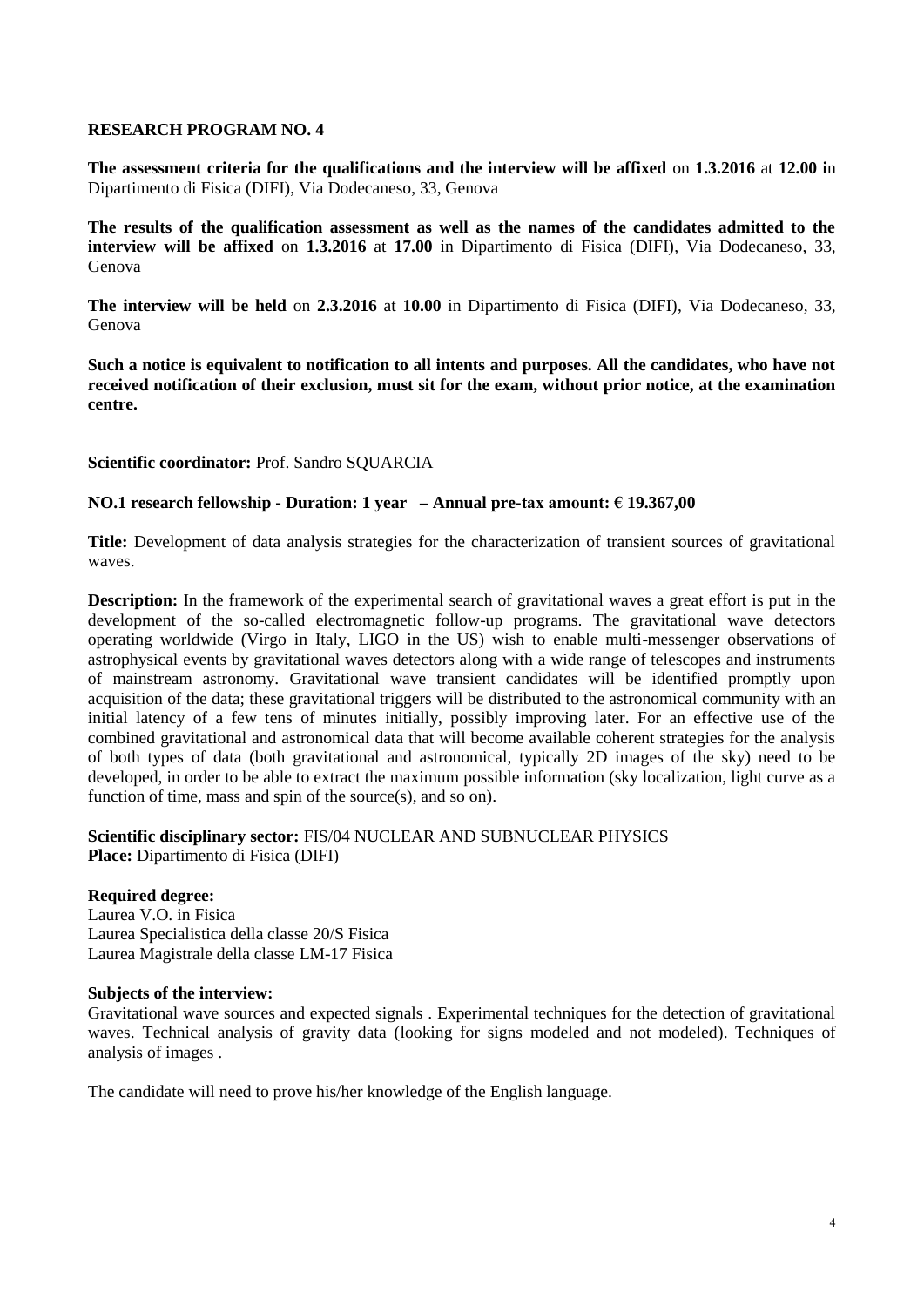## RESEARCH PROGRAM NO. 4

**The assessment criteria for the qualifications and the interview will be affixed** on **1.3.2016** at **12.00 i**n Dipartimento di Fisica (DIFI), Via Dodecaneso, 33, Genova

**The results of the qualification assessment as well as the names of the candidates admitted to the interview will be affixed** on **1.3.2016** at **17.00** in Dipartimento di Fisica (DIFI), Via Dodecaneso, 33, Genova

**The interview will be held** on **2.3.2016** at **10.00** in Dipartimento di Fisica (DIFI), Via Dodecaneso, 33, Genova

**Such a notice is equivalent to notification to all intents and purposes. All the candidates, who have not received notification of their exclusion, must sit for the exam, without prior notice, at the examination centre.**

**Scientific coordinator:** Prof. Sandro SQUARCIA

**NO.1 research fellowship - Duration: 1 year – Annual pre-tax amount: € 19.367,00**

**Title:** Development of data analysis strategies for the characterization of transient sources of gravitational waves.

**Description:** In the framework of the experimental search of gravitational waves a great effort is put in the development of the so-called electromagnetic follow-up programs. The gravitational wave detectors operating worldwide (Virgo in Italy, LIGO in the US) wish to enable multi-messenger observations of astrophysical events by gravitational waves detectors along with a wide range of telescopes and instruments of mainstream astronomy. Gravitational wave transient candidates will be identified promptly upon acquisition of the data; these gravitational triggers will be distributed to the astronomical community with an initial latency of a few tens of minutes initially, possibly improving later. For an effective use of the combined gravitational and astronomical data that will become available coherent strategies for the analysis of both types of data (both gravitational and astronomical, typically 2D images of the sky) need to be developed, in order to be able to extract the maximum possible information (sky localization, light curve as a function of time, mass and spin of the source(s), and so on).

**Scientific disciplinary sector:** FIS/04 NUCLEAR AND SUBNUCLEAR PHYSICS
**Place:** Dipartimento di Fisica (DIFI)

**Required degree:**
Laurea V.O. in Fisica
Laurea Specialistica della classe 20/S Fisica
Laurea Magistrale della classe LM-17 Fisica

**Subjects of the interview:**
Gravitational wave sources and expected signals . Experimental techniques for the detection of gravitational waves. Technical analysis of gravity data (looking for signs modeled and not modeled). Techniques of analysis of images .

The candidate will need to prove his/her knowledge of the English language.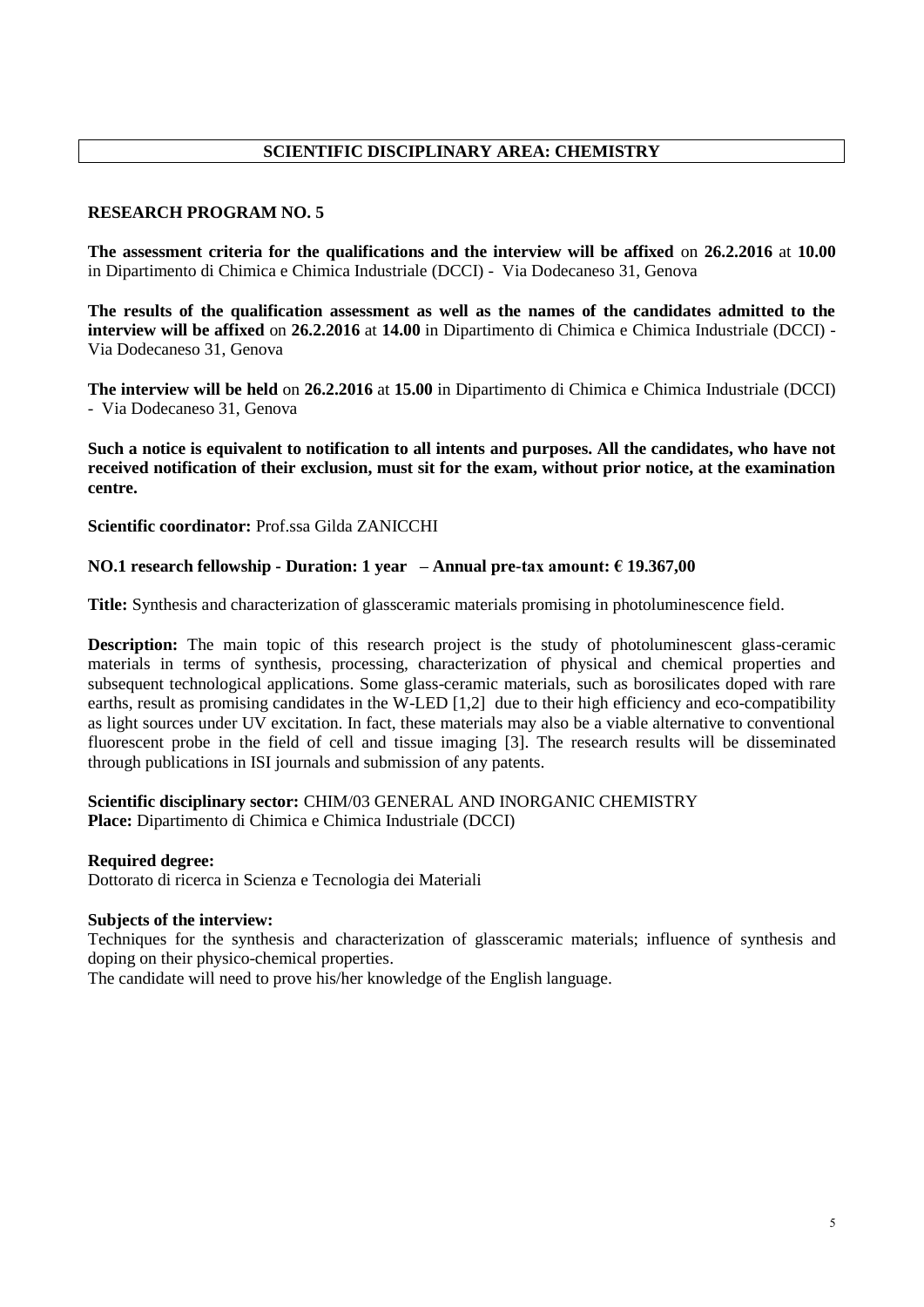## SCIENTIFIC DISCIPLINARY AREA: CHEMISTRY

### RESEARCH PROGRAM NO. 5

**The assessment criteria for the qualifications and the interview will be affixed** on **26.2.2016** at **10.00** in Dipartimento di Chimica e Chimica Industriale (DCCI) - Via Dodecaneso 31, Genova

**The results of the qualification assessment as well as the names of the candidates admitted to the interview will be affixed** on **26.2.2016** at **14.00** in Dipartimento di Chimica e Chimica Industriale (DCCI) - Via Dodecaneso 31, Genova

**The interview will be held** on **26.2.2016** at **15.00** in Dipartimento di Chimica e Chimica Industriale (DCCI) - Via Dodecaneso 31, Genova

**Such a notice is equivalent to notification to all intents and purposes. All the candidates, who have not received notification of their exclusion, must sit for the exam, without prior notice, at the examination centre.**

**Scientific coordinator:** Prof.ssa Gilda ZANICCHI

**NO.1 research fellowship - Duration: 1 year – Annual pre-tax amount: € 19.367,00**

**Title:** Synthesis and characterization of glassceramic materials promising in photoluminescence field.

**Description:** The main topic of this research project is the study of photoluminescent glass-ceramic materials in terms of synthesis, processing, characterization of physical and chemical properties and subsequent technological applications. Some glass-ceramic materials, such as borosilicates doped with rare earths, result as promising candidates in the W-LED [1,2] due to their high efficiency and eco-compatibility as light sources under UV excitation. In fact, these materials may also be a viable alternative to conventional fluorescent probe in the field of cell and tissue imaging [3]. The research results will be disseminated through publications in ISI journals and submission of any patents.

**Scientific disciplinary sector:** CHIM/03 GENERAL AND INORGANIC CHEMISTRY
**Place:** Dipartimento di Chimica e Chimica Industriale (DCCI)

**Required degree:**
Dottorato di ricerca in Scienza e Tecnologia dei Materiali

**Subjects of the interview:**
Techniques for the synthesis and characterization of glassceramic materials; influence of synthesis and doping on their physico-chemical properties.
The candidate will need to prove his/her knowledge of the English language.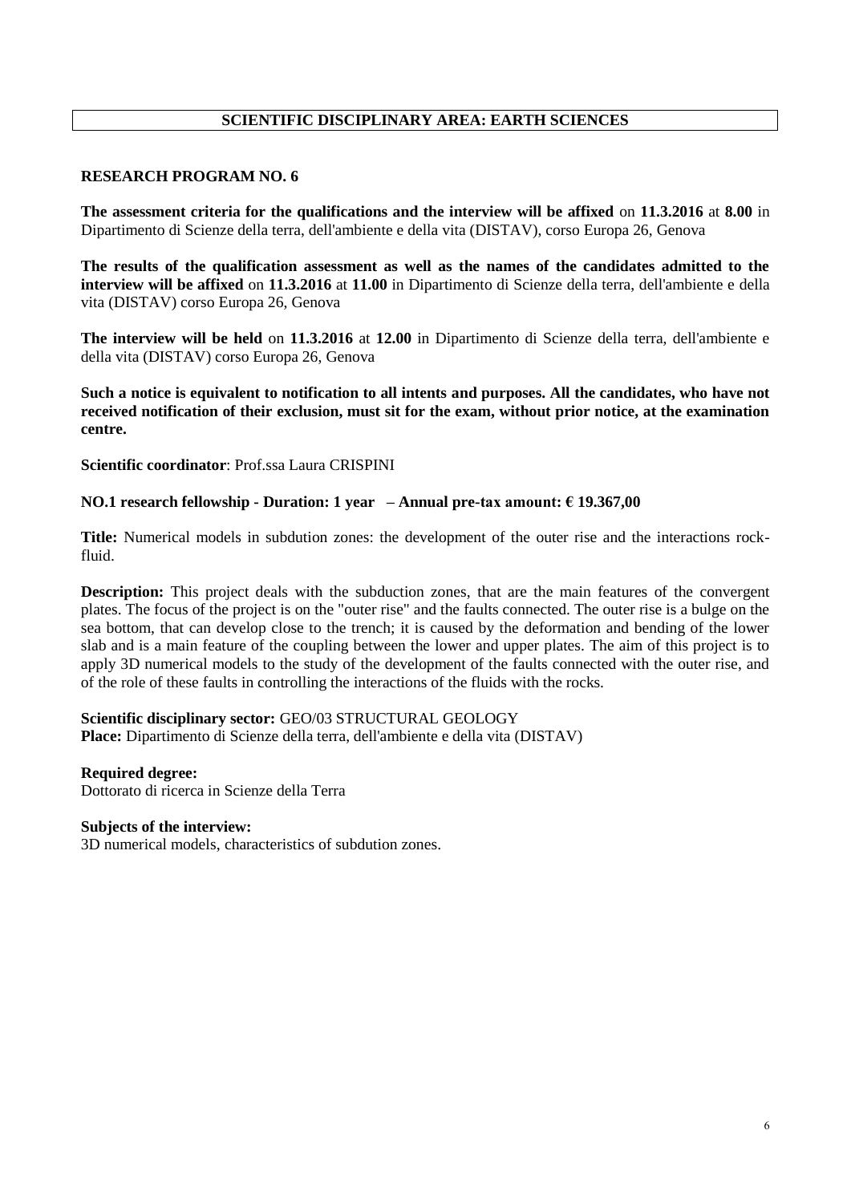## SCIENTIFIC DISCIPLINARY AREA: EARTH SCIENCES

### RESEARCH PROGRAM NO. 6

**The assessment criteria for the qualifications and the interview will be affixed** on **11.3.2016** at **8.00** in Dipartimento di Scienze della terra, dell'ambiente e della vita (DISTAV), corso Europa 26, Genova

**The results of the qualification assessment as well as the names of the candidates admitted to the interview will be affixed** on **11.3.2016** at **11.00** in Dipartimento di Scienze della terra, dell'ambiente e della vita (DISTAV) corso Europa 26, Genova

**The interview will be held** on **11.3.2016** at **12.00** in Dipartimento di Scienze della terra, dell'ambiente e della vita (DISTAV) corso Europa 26, Genova

**Such a notice is equivalent to notification to all intents and purposes. All the candidates, who have not received notification of their exclusion, must sit for the exam, without prior notice, at the examination centre.**

**Scientific coordinator**: Prof.ssa Laura CRISPINI

**NO.1 research fellowship - Duration: 1 year – Annual pre-tax amount: € 19.367,00**

**Title:** Numerical models in subdution zones: the development of the outer rise and the interactions rock-fluid.

**Description:** This project deals with the subduction zones, that are the main features of the convergent plates. The focus of the project is on the "outer rise" and the faults connected. The outer rise is a bulge on the sea bottom, that can develop close to the trench; it is caused by the deformation and bending of the lower slab and is a main feature of the coupling between the lower and upper plates. The aim of this project is to apply 3D numerical models to the study of the development of the faults connected with the outer rise, and of the role of these faults in controlling the interactions of the fluids with the rocks.

**Scientific disciplinary sector:** GEO/03 STRUCTURAL GEOLOGY
**Place:** Dipartimento di Scienze della terra, dell'ambiente e della vita (DISTAV)

**Required degree:**
Dottorato di ricerca in Scienze della Terra

**Subjects of the interview:**
3D numerical models, characteristics of subdution zones.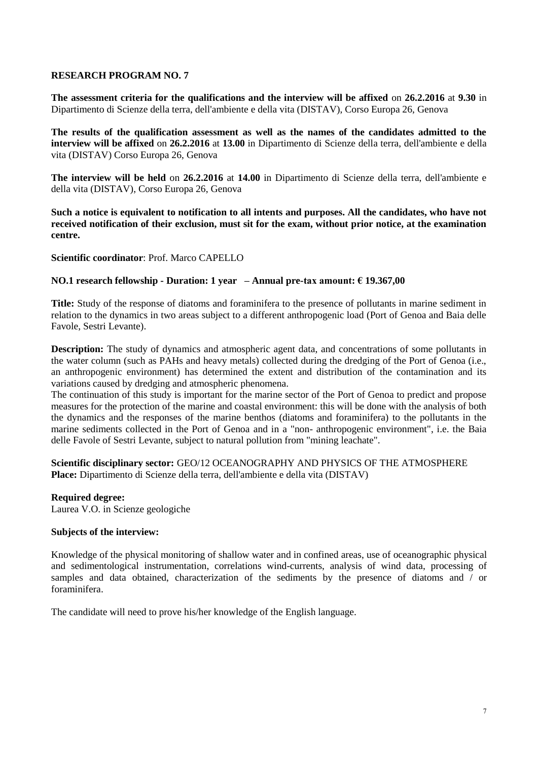## RESEARCH PROGRAM NO. 7

**The assessment criteria for the qualifications and the interview will be affixed** on **26.2.2016** at **9.30** in Dipartimento di Scienze della terra, dell'ambiente e della vita (DISTAV), Corso Europa 26, Genova

**The results of the qualification assessment as well as the names of the candidates admitted to the interview will be affixed** on **26.2.2016** at **13.00** in Dipartimento di Scienze della terra, dell'ambiente e della vita (DISTAV) Corso Europa 26, Genova

**The interview will be held** on **26.2.2016** at **14.00** in Dipartimento di Scienze della terra, dell'ambiente e della vita (DISTAV), Corso Europa 26, Genova

**Such a notice is equivalent to notification to all intents and purposes. All the candidates, who have not received notification of their exclusion, must sit for the exam, without prior notice, at the examination centre.**

**Scientific coordinator**: Prof. Marco CAPELLO

**NO.1 research fellowship - Duration: 1 year – Annual pre-tax amount: € 19.367,00**

**Title:** Study of the response of diatoms and foraminifera to the presence of pollutants in marine sediment in relation to the dynamics in two areas subject to a different anthropogenic load (Port of Genoa and Baia delle Favole, Sestri Levante).

**Description:** The study of dynamics and atmospheric agent data, and concentrations of some pollutants in the water column (such as PAHs and heavy metals) collected during the dredging of the Port of Genoa (i.e., an anthropogenic environment) has determined the extent and distribution of the contamination and its variations caused by dredging and atmospheric phenomena.
The continuation of this study is important for the marine sector of the Port of Genoa to predict and propose measures for the protection of the marine and coastal environment: this will be done with the analysis of both the dynamics and the responses of the marine benthos (diatoms and foraminifera) to the pollutants in the marine sediments collected in the Port of Genoa and in a "non- anthropogenic environment", i.e. the Baia delle Favole of Sestri Levante, subject to natural pollution from "mining leachate".

**Scientific disciplinary sector:** GEO/12 OCEANOGRAPHY AND PHYSICS OF THE ATMOSPHERE
**Place:** Dipartimento di Scienze della terra, dell'ambiente e della vita (DISTAV)

**Required degree:**
Laurea V.O. in Scienze geologiche

**Subjects of the interview:**

Knowledge of the physical monitoring of shallow water and in confined areas, use of oceanographic physical and sedimentological instrumentation, correlations wind-currents, analysis of wind data, processing of samples and data obtained, characterization of the sediments by the presence of diatoms and / or foraminifera.

The candidate will need to prove his/her knowledge of the English language.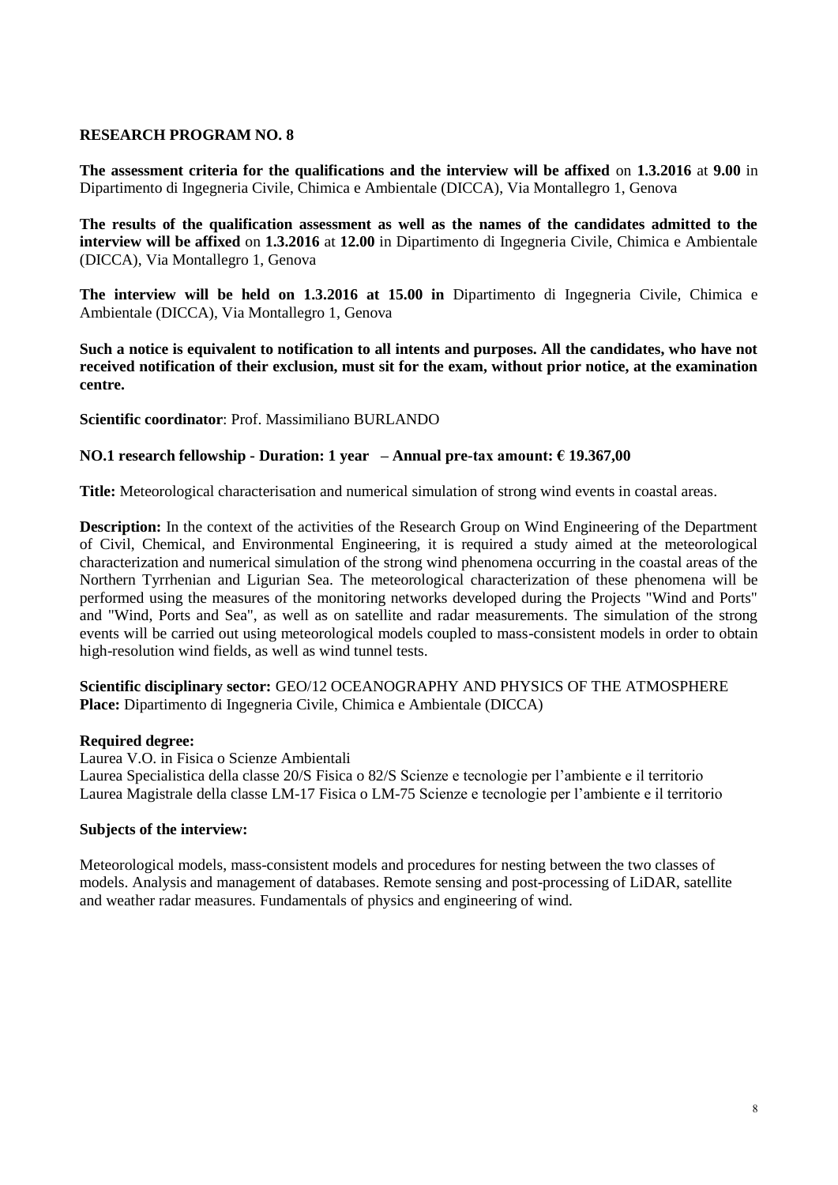**RESEARCH PROGRAM NO. 8**

**The assessment criteria for the qualifications and the interview will be affixed** on **1.3.2016** at **9.00** in Dipartimento di Ingegneria Civile, Chimica e Ambientale (DICCA), Via Montallegro 1, Genova

**The results of the qualification assessment as well as the names of the candidates admitted to the interview will be affixed** on **1.3.2016** at **12.00** in Dipartimento di Ingegneria Civile, Chimica e Ambientale (DICCA), Via Montallegro 1, Genova

**The interview will be held on 1.3.2016 at 15.00 in** Dipartimento di Ingegneria Civile, Chimica e Ambientale (DICCA), Via Montallegro 1, Genova

**Such a notice is equivalent to notification to all intents and purposes. All the candidates, who have not received notification of their exclusion, must sit for the exam, without prior notice, at the examination centre.**

**Scientific coordinator**: Prof. Massimiliano BURLANDO

**NO.1 research fellowship - Duration: 1 year – Annual pre-tax amount: € 19.367,00**

**Title:** Meteorological characterisation and numerical simulation of strong wind events in coastal areas.

**Description:** In the context of the activities of the Research Group on Wind Engineering of the Department of Civil, Chemical, and Environmental Engineering, it is required a study aimed at the meteorological characterization and numerical simulation of the strong wind phenomena occurring in the coastal areas of the Northern Tyrrhenian and Ligurian Sea. The meteorological characterization of these phenomena will be performed using the measures of the monitoring networks developed during the Projects "Wind and Ports" and "Wind, Ports and Sea", as well as on satellite and radar measurements. The simulation of the strong events will be carried out using meteorological models coupled to mass-consistent models in order to obtain high-resolution wind fields, as well as wind tunnel tests.

**Scientific disciplinary sector:** GEO/12 OCEANOGRAPHY AND PHYSICS OF THE ATMOSPHERE
**Place:** Dipartimento di Ingegneria Civile, Chimica e Ambientale (DICCA)

**Required degree:**
Laurea V.O. in Fisica o Scienze Ambientali
Laurea Specialistica della classe 20/S Fisica o 82/S Scienze e tecnologie per l'ambiente e il territorio
Laurea Magistrale della classe LM-17 Fisica o LM-75 Scienze e tecnologie per l'ambiente e il territorio

**Subjects of the interview:**

Meteorological models, mass-consistent models and procedures for nesting between the two classes of models. Analysis and management of databases. Remote sensing and post-processing of LiDAR, satellite and weather radar measures. Fundamentals of physics and engineering of wind.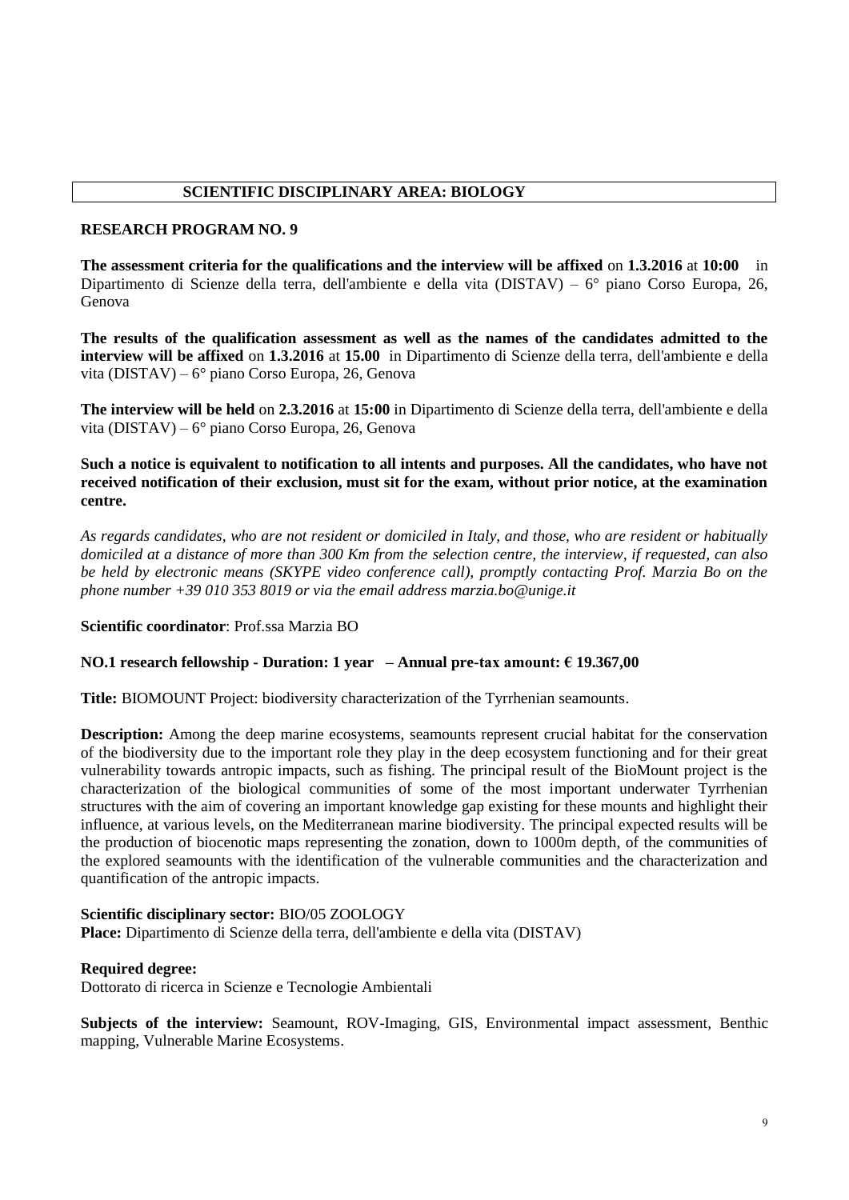## SCIENTIFIC DISCIPLINARY AREA: BIOLOGY

### RESEARCH PROGRAM NO. 9

**The assessment criteria for the qualifications and the interview will be affixed** on **1.3.2016** at **10:00** in Dipartimento di Scienze della terra, dell'ambiente e della vita (DISTAV) – 6° piano Corso Europa, 26, Genova

**The results of the qualification assessment as well as the names of the candidates admitted to the interview will be affixed** on **1.3.2016** at **15.00** in Dipartimento di Scienze della terra, dell'ambiente e della vita (DISTAV) – 6° piano Corso Europa, 26, Genova

**The interview will be held** on **2.3.2016** at **15:00** in Dipartimento di Scienze della terra, dell'ambiente e della vita (DISTAV) – 6° piano Corso Europa, 26, Genova

**Such a notice is equivalent to notification to all intents and purposes. All the candidates, who have not received notification of their exclusion, must sit for the exam, without prior notice, at the examination centre.**

*As regards candidates, who are not resident or domiciled in Italy, and those, who are resident or habitually domiciled at a distance of more than 300 Km from the selection centre, the interview, if requested, can also be held by electronic means (SKYPE video conference call), promptly contacting Prof. Marzia Bo on the phone number +39 010 353 8019 or via the email address marzia.bo@unige.it*

**Scientific coordinator**: Prof.ssa Marzia BO

**NO.1 research fellowship - Duration: 1 year – Annual pre-tax amount: € 19.367,00**

**Title:** BIOMOUNT Project: biodiversity characterization of the Tyrrhenian seamounts.

**Description:** Among the deep marine ecosystems, seamounts represent crucial habitat for the conservation of the biodiversity due to the important role they play in the deep ecosystem functioning and for their great vulnerability towards antropic impacts, such as fishing. The principal result of the BioMount project is the characterization of the biological communities of some of the most important underwater Tyrrhenian structures with the aim of covering an important knowledge gap existing for these mounts and highlight their influence, at various levels, on the Mediterranean marine biodiversity. The principal expected results will be the production of biocenotic maps representing the zonation, down to 1000m depth, of the communities of the explored seamounts with the identification of the vulnerable communities and the characterization and quantification of the antropic impacts.

**Scientific disciplinary sector:** BIO/05 ZOOLOGY
**Place:** Dipartimento di Scienze della terra, dell'ambiente e della vita (DISTAV)

**Required degree:**
Dottorato di ricerca in Scienze e Tecnologie Ambientali

**Subjects of the interview:** Seamount, ROV-Imaging, GIS, Environmental impact assessment, Benthic mapping, Vulnerable Marine Ecosystems.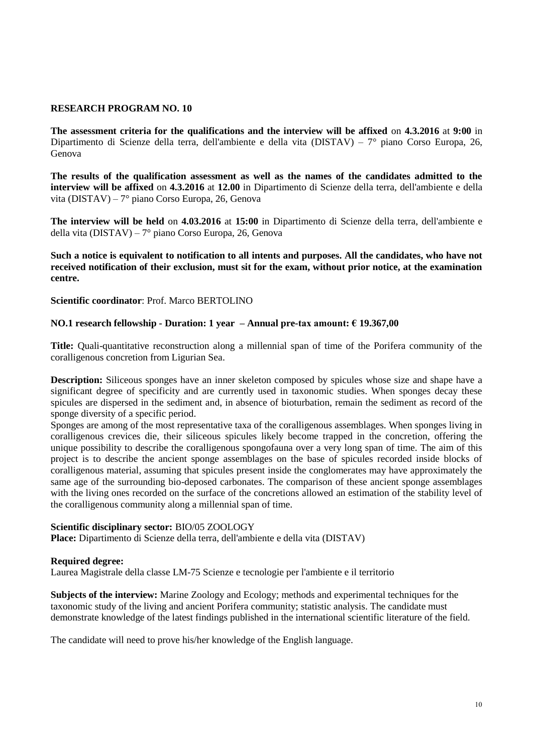**RESEARCH PROGRAM NO. 10**

**The assessment criteria for the qualifications and the interview will be affixed** on **4.3.2016** at **9:00** in Dipartimento di Scienze della terra, dell'ambiente e della vita (DISTAV) – 7° piano Corso Europa, 26, Genova

**The results of the qualification assessment as well as the names of the candidates admitted to the interview will be affixed** on **4.3.2016** at **12.00** in Dipartimento di Scienze della terra, dell'ambiente e della vita (DISTAV) – 7° piano Corso Europa, 26, Genova

**The interview will be held** on **4.03.2016** at **15:00** in Dipartimento di Scienze della terra, dell'ambiente e della vita (DISTAV) – 7° piano Corso Europa, 26, Genova

**Such a notice is equivalent to notification to all intents and purposes. All the candidates, who have not received notification of their exclusion, must sit for the exam, without prior notice, at the examination centre.**

**Scientific coordinator**: Prof. Marco BERTOLINO

**NO.1 research fellowship - Duration: 1 year – Annual pre-tax amount: € 19.367,00**

**Title:** Quali-quantitative reconstruction along a millennial span of time of the Porifera community of the coralligenous concretion from Ligurian Sea.

**Description:** Siliceous sponges have an inner skeleton composed by spicules whose size and shape have a significant degree of specificity and are currently used in taxonomic studies. When sponges decay these spicules are dispersed in the sediment and, in absence of bioturbation, remain the sediment as record of the sponge diversity of a specific period.
Sponges are among of the most representative taxa of the coralligenous assemblages. When sponges living in coralligenous crevices die, their siliceous spicules likely become trapped in the concretion, offering the unique possibility to describe the coralligenous spongofauna over a very long span of time. The aim of this project is to describe the ancient sponge assemblages on the base of spicules recorded inside blocks of coralligenous material, assuming that spicules present inside the conglomerates may have approximately the same age of the surrounding bio-deposed carbonates. The comparison of these ancient sponge assemblages with the living ones recorded on the surface of the concretions allowed an estimation of the stability level of the coralligenous community along a millennial span of time.

**Scientific disciplinary sector:** BIO/05 ZOOLOGY
**Place:** Dipartimento di Scienze della terra, dell'ambiente e della vita (DISTAV)

**Required degree:**
Laurea Magistrale della classe LM-75 Scienze e tecnologie per l'ambiente e il territorio

**Subjects of the interview:** Marine Zoology and Ecology; methods and experimental techniques for the taxonomic study of the living and ancient Porifera community; statistic analysis. The candidate must demonstrate knowledge of the latest findings published in the international scientific literature of the field.

The candidate will need to prove his/her knowledge of the English language.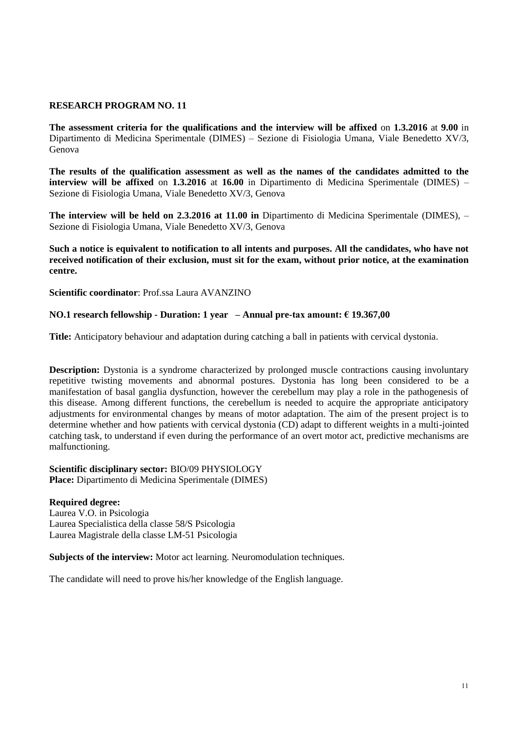**RESEARCH PROGRAM NO. 11**

**The assessment criteria for the qualifications and the interview will be affixed** on **1.3.2016** at **9.00** in Dipartimento di Medicina Sperimentale (DIMES) – Sezione di Fisiologia Umana, Viale Benedetto XV/3, Genova

**The results of the qualification assessment as well as the names of the candidates admitted to the interview will be affixed** on **1.3.2016** at **16.00** in Dipartimento di Medicina Sperimentale (DIMES) – Sezione di Fisiologia Umana, Viale Benedetto XV/3, Genova

**The interview will be held on 2.3.2016 at 11.00 in** Dipartimento di Medicina Sperimentale (DIMES), – Sezione di Fisiologia Umana, Viale Benedetto XV/3, Genova

**Such a notice is equivalent to notification to all intents and purposes. All the candidates, who have not received notification of their exclusion, must sit for the exam, without prior notice, at the examination centre.**

**Scientific coordinator**: Prof.ssa Laura AVANZINO

**NO.1 research fellowship - Duration: 1 year – Annual pre-tax amount: € 19.367,00**

**Title:** Anticipatory behaviour and adaptation during catching a ball in patients with cervical dystonia.

**Description:** Dystonia is a syndrome characterized by prolonged muscle contractions causing involuntary repetitive twisting movements and abnormal postures. Dystonia has long been considered to be a manifestation of basal ganglia dysfunction, however the cerebellum may play a role in the pathogenesis of this disease. Among different functions, the cerebellum is needed to acquire the appropriate anticipatory adjustments for environmental changes by means of motor adaptation. The aim of the present project is to determine whether and how patients with cervical dystonia (CD) adapt to different weights in a multi-jointed catching task, to understand if even during the performance of an overt motor act, predictive mechanisms are malfunctioning.

**Scientific disciplinary sector:** BIO/09 PHYSIOLOGY
**Place:** Dipartimento di Medicina Sperimentale (DIMES)

**Required degree:**
Laurea V.O. in Psicologia
Laurea Specialistica della classe 58/S Psicologia
Laurea Magistrale della classe LM-51 Psicologia

**Subjects of the interview:** Motor act learning. Neuromodulation techniques.

The candidate will need to prove his/her knowledge of the English language.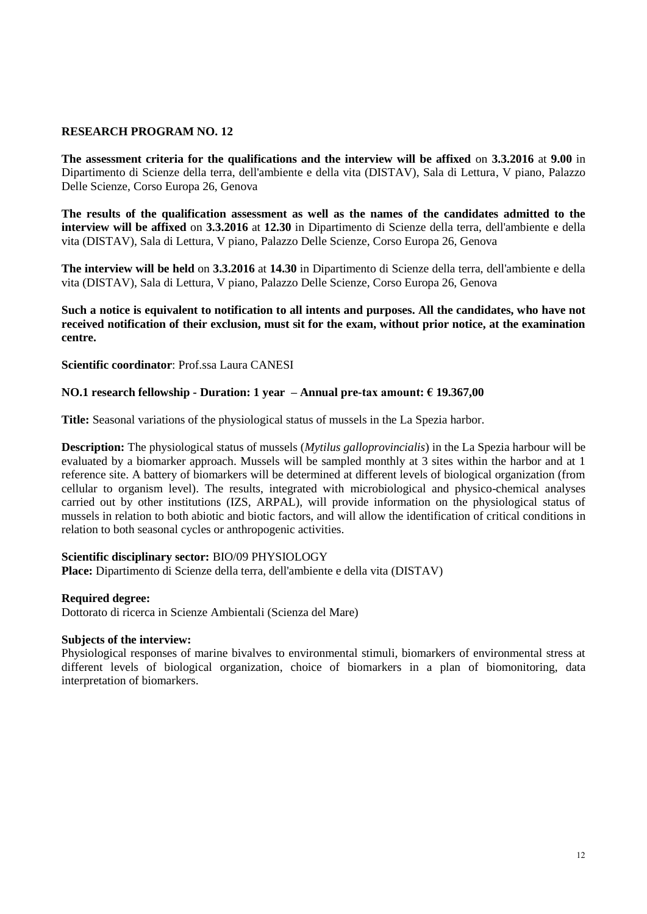**RESEARCH PROGRAM NO. 12**

**The assessment criteria for the qualifications and the interview will be affixed** on **3.3.2016** at **9.00** in Dipartimento di Scienze della terra, dell'ambiente e della vita (DISTAV), Sala di Lettura, V piano, Palazzo Delle Scienze, Corso Europa 26, Genova

**The results of the qualification assessment as well as the names of the candidates admitted to the interview will be affixed** on **3.3.2016** at **12.30** in Dipartimento di Scienze della terra, dell'ambiente e della vita (DISTAV), Sala di Lettura, V piano, Palazzo Delle Scienze, Corso Europa 26, Genova

**The interview will be held** on **3.3.2016** at **14.30** in Dipartimento di Scienze della terra, dell'ambiente e della vita (DISTAV), Sala di Lettura, V piano, Palazzo Delle Scienze, Corso Europa 26, Genova

**Such a notice is equivalent to notification to all intents and purposes. All the candidates, who have not received notification of their exclusion, must sit for the exam, without prior notice, at the examination centre.**

**Scientific coordinator**: Prof.ssa Laura CANESI

**NO.1 research fellowship - Duration: 1 year – Annual pre-tax amount: € 19.367,00**

**Title:** Seasonal variations of the physiological status of mussels in the La Spezia harbor.

**Description:** The physiological status of mussels (*Mytilus galloprovincialis*) in the La Spezia harbour will be evaluated by a biomarker approach. Mussels will be sampled monthly at 3 sites within the harbor and at 1 reference site. A battery of biomarkers will be determined at different levels of biological organization (from cellular to organism level). The results, integrated with microbiological and physico-chemical analyses carried out by other institutions (IZS, ARPAL), will provide information on the physiological status of mussels in relation to both abiotic and biotic factors, and will allow the identification of critical conditions in relation to both seasonal cycles or anthropogenic activities.

**Scientific disciplinary sector:** BIO/09 PHYSIOLOGY
**Place:** Dipartimento di Scienze della terra, dell'ambiente e della vita (DISTAV)

**Required degree:**
Dottorato di ricerca in Scienze Ambientali (Scienza del Mare)

**Subjects of the interview:**
Physiological responses of marine bivalves to environmental stimuli, biomarkers of environmental stress at different levels of biological organization, choice of biomarkers in a plan of biomonitoring, data interpretation of biomarkers.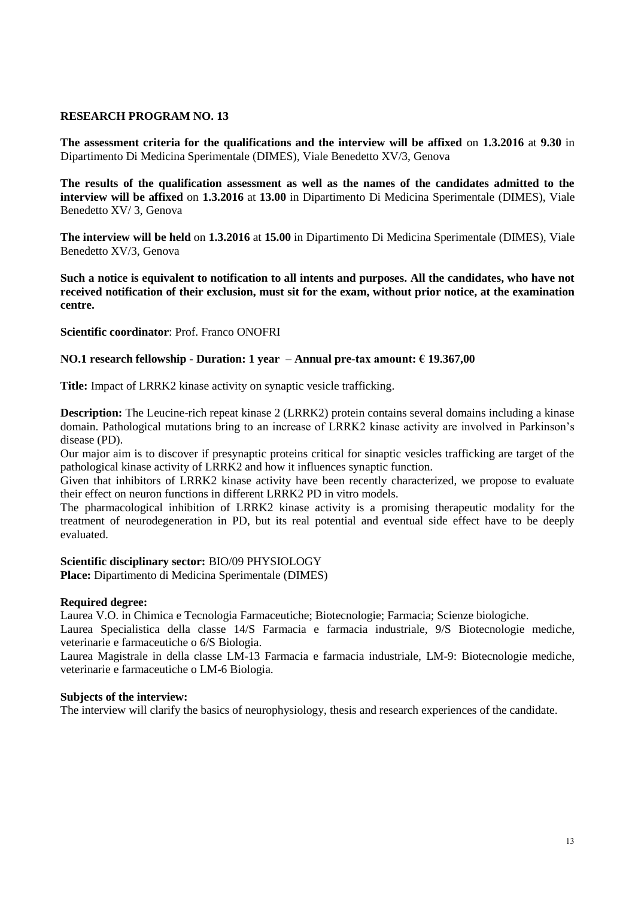**RESEARCH PROGRAM NO. 13**

**The assessment criteria for the qualifications and the interview will be affixed** on **1.3.2016** at **9.30** in Dipartimento Di Medicina Sperimentale (DIMES), Viale Benedetto XV/3, Genova

**The results of the qualification assessment as well as the names of the candidates admitted to the interview will be affixed** on **1.3.2016** at **13.00** in Dipartimento Di Medicina Sperimentale (DIMES), Viale Benedetto XV/ 3, Genova

**The interview will be held** on **1.3.2016** at **15.00** in Dipartimento Di Medicina Sperimentale (DIMES), Viale Benedetto XV/3, Genova

**Such a notice is equivalent to notification to all intents and purposes. All the candidates, who have not received notification of their exclusion, must sit for the exam, without prior notice, at the examination centre.**

**Scientific coordinator**: Prof. Franco ONOFRI

**NO.1 research fellowship - Duration: 1 year – Annual pre-tax amount: € 19.367,00**

**Title:** Impact of LRRK2 kinase activity on synaptic vesicle trafficking.

**Description:** The Leucine-rich repeat kinase 2 (LRRK2) protein contains several domains including a kinase domain. Pathological mutations bring to an increase of LRRK2 kinase activity are involved in Parkinson's disease (PD).

Our major aim is to discover if presynaptic proteins critical for sinaptic vesicles trafficking are target of the pathological kinase activity of LRRK2 and how it influences synaptic function.

Given that inhibitors of LRRK2 kinase activity have been recently characterized, we propose to evaluate their effect on neuron functions in different LRRK2 PD in vitro models.

The pharmacological inhibition of LRRK2 kinase activity is a promising therapeutic modality for the treatment of neurodegeneration in PD, but its real potential and eventual side effect have to be deeply evaluated.

**Scientific disciplinary sector:** BIO/09 PHYSIOLOGY

**Place:** Dipartimento di Medicina Sperimentale (DIMES)

**Required degree:**

Laurea V.O. in Chimica e Tecnologia Farmaceutiche; Biotecnologie; Farmacia; Scienze biologiche.

Laurea Specialistica della classe 14/S Farmacia e farmacia industriale, 9/S Biotecnologie mediche, veterinarie e farmaceutiche o 6/S Biologia.

Laurea Magistrale in della classe LM-13 Farmacia e farmacia industriale, LM-9: Biotecnologie mediche, veterinarie e farmaceutiche o LM-6 Biologia.

**Subjects of the interview:**

The interview will clarify the basics of neurophysiology, thesis and research experiences of the candidate.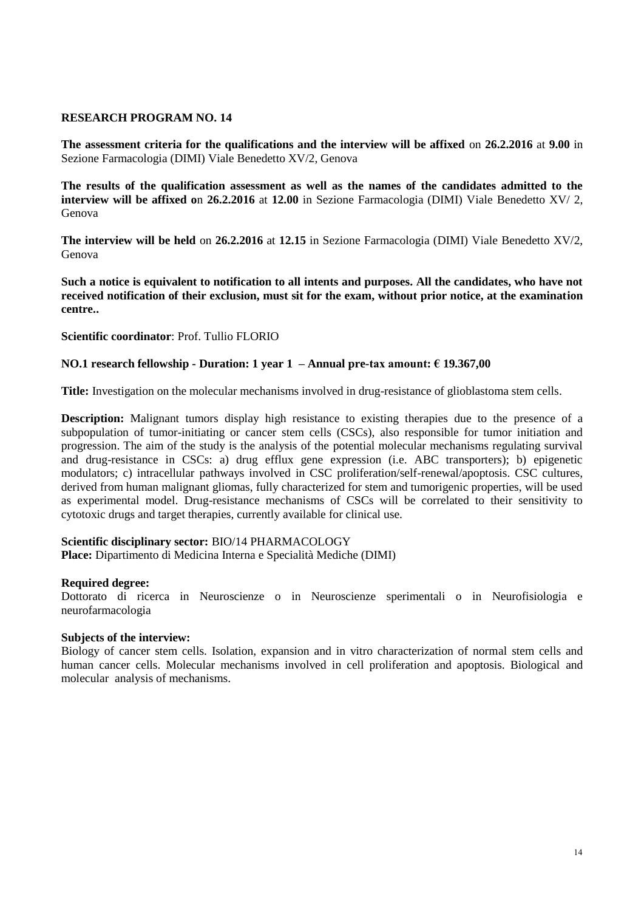## RESEARCH PROGRAM NO. 14

**The assessment criteria for the qualifications and the interview will be affixed** on **26.2.2016** at **9.00** in Sezione Farmacologia (DIMI) Viale Benedetto XV/2, Genova

**The results of the qualification assessment as well as the names of the candidates admitted to the interview will be affixed o**n **26.2.2016** at **12.00** in Sezione Farmacologia (DIMI) Viale Benedetto XV/ 2, Genova

**The interview will be held** on **26.2.2016** at **12.15** in Sezione Farmacologia (DIMI) Viale Benedetto XV/2, Genova

**Such a notice is equivalent to notification to all intents and purposes. All the candidates, who have not received notification of their exclusion, must sit for the exam, without prior notice, at the examination centre..**

**Scientific coordinator**: Prof. Tullio FLORIO

**NO.1 research fellowship - Duration: 1 year 1 – Annual pre-tax amount: € 19.367,00**

**Title:** Investigation on the molecular mechanisms involved in drug-resistance of glioblastoma stem cells.

**Description:** Malignant tumors display high resistance to existing therapies due to the presence of a subpopulation of tumor-initiating or cancer stem cells (CSCs), also responsible for tumor initiation and progression. The aim of the study is the analysis of the potential molecular mechanisms regulating survival and drug-resistance in CSCs: a) drug efflux gene expression (i.e. ABC transporters); b) epigenetic modulators; c) intracellular pathways involved in CSC proliferation/self-renewal/apoptosis. CSC cultures, derived from human malignant gliomas, fully characterized for stem and tumorigenic properties, will be used as experimental model. Drug-resistance mechanisms of CSCs will be correlated to their sensitivity to cytotoxic drugs and target therapies, currently available for clinical use.

**Scientific disciplinary sector:** BIO/14 PHARMACOLOGY
**Place:** Dipartimento di Medicina Interna e Specialità Mediche (DIMI)

**Required degree:**
Dottorato di ricerca in Neuroscienze o in Neuroscienze sperimentali o in Neurofisiologia e neurofarmacologia

**Subjects of the interview:**
Biology of cancer stem cells. Isolation, expansion and in vitro characterization of normal stem cells and human cancer cells. Molecular mechanisms involved in cell proliferation and apoptosis. Biological and molecular analysis of mechanisms.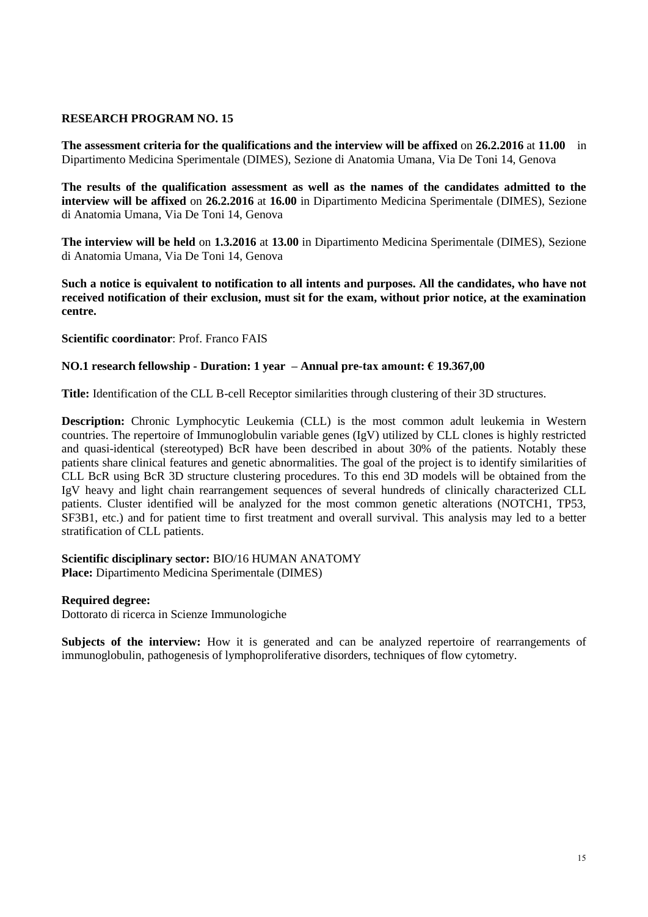**RESEARCH PROGRAM NO. 15**

**The assessment criteria for the qualifications and the interview will be affixed** on **26.2.2016** at **11.00** in Dipartimento Medicina Sperimentale (DIMES), Sezione di Anatomia Umana, Via De Toni 14, Genova

**The results of the qualification assessment as well as the names of the candidates admitted to the interview will be affixed** on **26.2.2016** at **16.00** in Dipartimento Medicina Sperimentale (DIMES), Sezione di Anatomia Umana, Via De Toni 14, Genova

**The interview will be held** on **1.3.2016** at **13.00** in Dipartimento Medicina Sperimentale (DIMES), Sezione di Anatomia Umana, Via De Toni 14, Genova

**Such a notice is equivalent to notification to all intents and purposes. All the candidates, who have not received notification of their exclusion, must sit for the exam, without prior notice, at the examination centre.**

**Scientific coordinator**: Prof. Franco FAIS

**NO.1 research fellowship - Duration: 1 year – Annual pre-tax amount: € 19.367,00**

**Title:** Identification of the CLL B-cell Receptor similarities through clustering of their 3D structures.

**Description:** Chronic Lymphocytic Leukemia (CLL) is the most common adult leukemia in Western countries. The repertoire of Immunoglobulin variable genes (IgV) utilized by CLL clones is highly restricted and quasi-identical (stereotyped) BcR have been described in about 30% of the patients. Notably these patients share clinical features and genetic abnormalities. The goal of the project is to identify similarities of CLL BcR using BcR 3D structure clustering procedures. To this end 3D models will be obtained from the IgV heavy and light chain rearrangement sequences of several hundreds of clinically characterized CLL patients. Cluster identified will be analyzed for the most common genetic alterations (NOTCH1, TP53, SF3B1, etc.) and for patient time to first treatment and overall survival. This analysis may led to a better stratification of CLL patients.

**Scientific disciplinary sector:** BIO/16 HUMAN ANATOMY
**Place:** Dipartimento Medicina Sperimentale (DIMES)

**Required degree:**
Dottorato di ricerca in Scienze Immunologiche

**Subjects of the interview:** How it is generated and can be analyzed repertoire of rearrangements of immunoglobulin, pathogenesis of lymphoproliferative disorders, techniques of flow cytometry.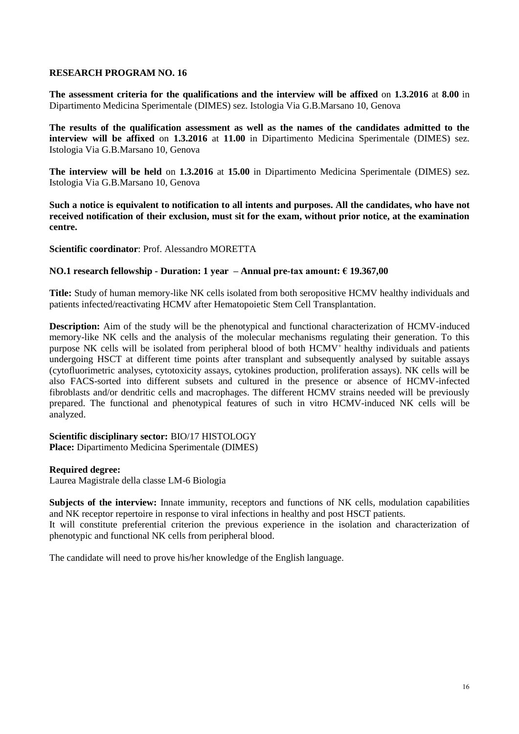**RESEARCH PROGRAM NO. 16**

**The assessment criteria for the qualifications and the interview will be affixed** on **1.3.2016** at **8.00** in Dipartimento Medicina Sperimentale (DIMES) sez. Istologia Via G.B.Marsano 10, Genova

**The results of the qualification assessment as well as the names of the candidates admitted to the interview will be affixed** on **1.3.2016** at **11.00** in Dipartimento Medicina Sperimentale (DIMES) sez. Istologia Via G.B.Marsano 10, Genova

**The interview will be held** on **1.3.2016** at **15.00** in Dipartimento Medicina Sperimentale (DIMES) sez. Istologia Via G.B.Marsano 10, Genova

**Such a notice is equivalent to notification to all intents and purposes. All the candidates, who have not received notification of their exclusion, must sit for the exam, without prior notice, at the examination centre.**

**Scientific coordinator**: Prof. Alessandro MORETTA

**NO.1 research fellowship - Duration: 1 year – Annual pre-tax amount: € 19.367,00**

**Title:** Study of human memory-like NK cells isolated from both seropositive HCMV healthy individuals and patients infected/reactivating HCMV after Hematopoietic Stem Cell Transplantation.

**Description:** Aim of the study will be the phenotypical and functional characterization of HCMV-induced memory-like NK cells and the analysis of the molecular mechanisms regulating their generation. To this purpose NK cells will be isolated from peripheral blood of both $HCMV^{+}$ healthy individuals and patients undergoing HSCT at different time points after transplant and subsequently analysed by suitable assays (cytofluorimetric analyses, cytotoxicity assays, cytokines production, proliferation assays). NK cells will be also FACS-sorted into different subsets and cultured in the presence or absence of HCMV-infected fibroblasts and/or dendritic cells and macrophages. The different HCMV strains needed will be previously prepared. The functional and phenotypical features of such in vitro HCMV-induced NK cells will be analyzed.

**Scientific disciplinary sector:** BIO/17 HISTOLOGY
**Place:** Dipartimento Medicina Sperimentale (DIMES)

**Required degree:**
Laurea Magistrale della classe LM-6 Biologia

**Subjects of the interview:** Innate immunity, receptors and functions of NK cells, modulation capabilities and NK receptor repertoire in response to viral infections in healthy and post HSCT patients.
It will constitute preferential criterion the previous experience in the isolation and characterization of phenotypic and functional NK cells from peripheral blood.

The candidate will need to prove his/her knowledge of the English language.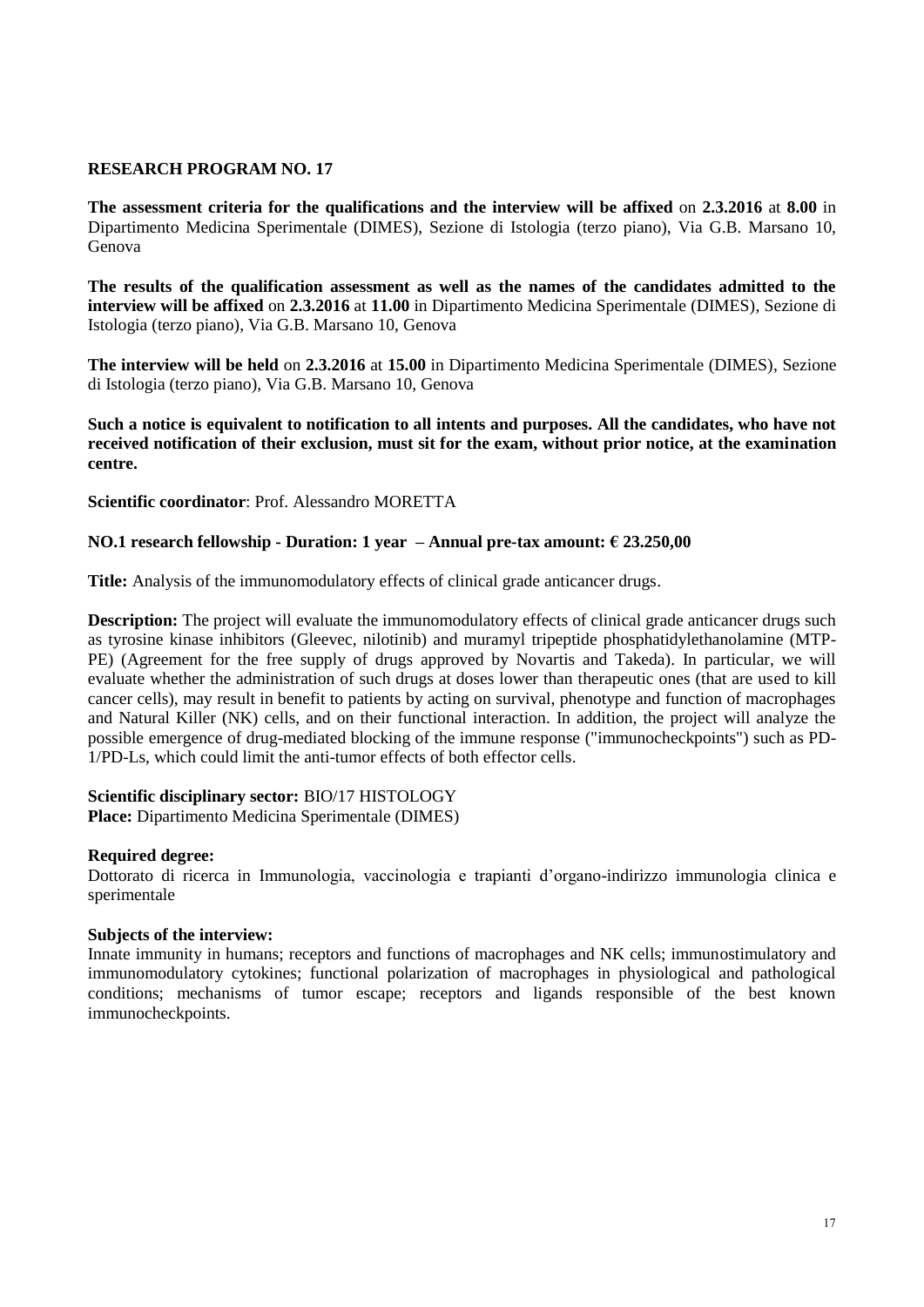## RESEARCH PROGRAM NO. 17

**The assessment criteria for the qualifications and the interview will be affixed** on **2.3.2016** at **8.00** in Dipartimento Medicina Sperimentale (DIMES), Sezione di Istologia (terzo piano), Via G.B. Marsano 10, Genova

**The results of the qualification assessment as well as the names of the candidates admitted to the interview will be affixed** on **2.3.2016** at **11.00** in Dipartimento Medicina Sperimentale (DIMES), Sezione di Istologia (terzo piano), Via G.B. Marsano 10, Genova

**The interview will be held** on **2.3.2016** at **15.00** in Dipartimento Medicina Sperimentale (DIMES), Sezione di Istologia (terzo piano), Via G.B. Marsano 10, Genova

**Such a notice is equivalent to notification to all intents and purposes. All the candidates, who have not received notification of their exclusion, must sit for the exam, without prior notice, at the examination centre.**

**Scientific coordinator**: Prof. Alessandro MORETTA

**NO.1 research fellowship - Duration: 1 year – Annual pre-tax amount: € 23.250,00**

**Title:** Analysis of the immunomodulatory effects of clinical grade anticancer drugs.

**Description:** The project will evaluate the immunomodulatory effects of clinical grade anticancer drugs such as tyrosine kinase inhibitors (Gleevec, nilotinib) and muramyl tripeptide phosphatidylethanolamine (MTP-PE) (Agreement for the free supply of drugs approved by Novartis and Takeda). In particular, we will evaluate whether the administration of such drugs at doses lower than therapeutic ones (that are used to kill cancer cells), may result in benefit to patients by acting on survival, phenotype and function of macrophages and Natural Killer (NK) cells, and on their functional interaction. In addition, the project will analyze the possible emergence of drug-mediated blocking of the immune response ("immunocheckpoints") such as PD-1/PD-Ls, which could limit the anti-tumor effects of both effector cells.

**Scientific disciplinary sector:** BIO/17 HISTOLOGY
**Place:** Dipartimento Medicina Sperimentale (DIMES)

**Required degree:**
Dottorato di ricerca in Immunologia, vaccinologia e trapianti d'organo-indirizzo immunologia clinica e sperimentale

**Subjects of the interview:**
Innate immunity in humans; receptors and functions of macrophages and NK cells; immunostimulatory and immunomodulatory cytokines; functional polarization of macrophages in physiological and pathological conditions; mechanisms of tumor escape; receptors and ligands responsible of the best known immunocheckpoints.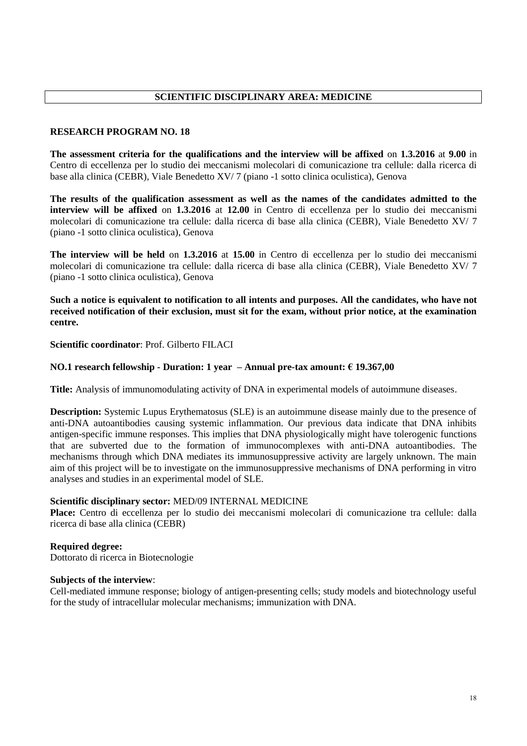## SCIENTIFIC DISCIPLINARY AREA: MEDICINE

### RESEARCH PROGRAM NO. 18

**The assessment criteria for the qualifications and the interview will be affixed** on **1.3.2016** at **9.00** in Centro di eccellenza per lo studio dei meccanismi molecolari di comunicazione tra cellule: dalla ricerca di base alla clinica (CEBR), Viale Benedetto XV/ 7 (piano -1 sotto clinica oculistica), Genova

**The results of the qualification assessment as well as the names of the candidates admitted to the interview will be affixed** on **1.3.2016** at **12.00** in Centro di eccellenza per lo studio dei meccanismi molecolari di comunicazione tra cellule: dalla ricerca di base alla clinica (CEBR), Viale Benedetto XV/ 7 (piano -1 sotto clinica oculistica), Genova

**The interview will be held** on **1.3.2016** at **15.00** in Centro di eccellenza per lo studio dei meccanismi molecolari di comunicazione tra cellule: dalla ricerca di base alla clinica (CEBR), Viale Benedetto XV/ 7 (piano -1 sotto clinica oculistica), Genova

**Such a notice is equivalent to notification to all intents and purposes. All the candidates, who have not received notification of their exclusion, must sit for the exam, without prior notice, at the examination centre.**

**Scientific coordinator**: Prof. Gilberto FILACI

**NO.1 research fellowship - Duration: 1 year – Annual pre-tax amount: € 19.367,00**

**Title:** Analysis of immunomodulating activity of DNA in experimental models of autoimmune diseases.

**Description:** Systemic Lupus Erythematosus (SLE) is an autoimmune disease mainly due to the presence of anti-DNA autoantibodies causing systemic inflammation. Our previous data indicate that DNA inhibits antigen-specific immune responses. This implies that DNA physiologically might have tolerogenic functions that are subverted due to the formation of immunocomplexes with anti-DNA autoantibodies. The mechanisms through which DNA mediates its immunosuppressive activity are largely unknown. The main aim of this project will be to investigate on the immunosuppressive mechanisms of DNA performing in vitro analyses and studies in an experimental model of SLE.

**Scientific disciplinary sector:** MED/09 INTERNAL MEDICINE
**Place:** Centro di eccellenza per lo studio dei meccanismi molecolari di comunicazione tra cellule: dalla ricerca di base alla clinica (CEBR)

**Required degree:**
Dottorato di ricerca in Biotecnologie

**Subjects of the interview**:
Cell-mediated immune response; biology of antigen-presenting cells; study models and biotechnology useful for the study of intracellular molecular mechanisms; immunization with DNA.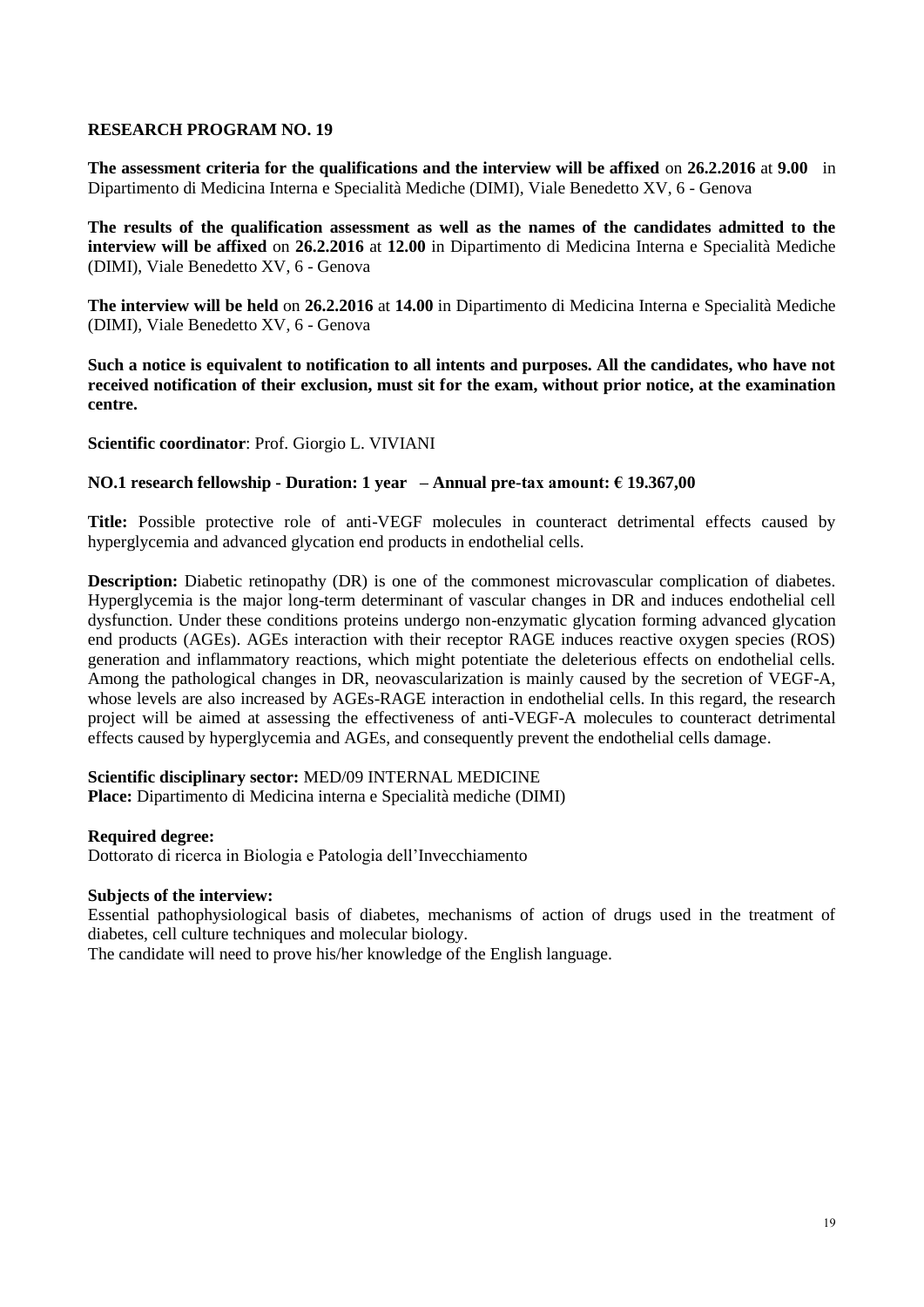**RESEARCH PROGRAM NO. 19**

**The assessment criteria for the qualifications and the interview will be affixed** on **26.2.2016** at **9.00** in Dipartimento di Medicina Interna e Specialità Mediche (DIMI), Viale Benedetto XV, 6 - Genova

**The results of the qualification assessment as well as the names of the candidates admitted to the interview will be affixed** on **26.2.2016** at **12.00** in Dipartimento di Medicina Interna e Specialità Mediche (DIMI), Viale Benedetto XV, 6 - Genova

**The interview will be held** on **26.2.2016** at **14.00** in Dipartimento di Medicina Interna e Specialità Mediche (DIMI), Viale Benedetto XV, 6 - Genova

**Such a notice is equivalent to notification to all intents and purposes. All the candidates, who have not received notification of their exclusion, must sit for the exam, without prior notice, at the examination centre.**

**Scientific coordinator**: Prof. Giorgio L. VIVIANI

**NO.1 research fellowship - Duration: 1 year – Annual pre-tax amount: € 19.367,00**

**Title:** Possible protective role of anti-VEGF molecules in counteract detrimental effects caused by hyperglycemia and advanced glycation end products in endothelial cells.

**Description:** Diabetic retinopathy (DR) is one of the commonest microvascular complication of diabetes. Hyperglycemia is the major long-term determinant of vascular changes in DR and induces endothelial cell dysfunction. Under these conditions proteins undergo non-enzymatic glycation forming advanced glycation end products (AGEs). AGEs interaction with their receptor RAGE induces reactive oxygen species (ROS) generation and inflammatory reactions, which might potentiate the deleterious effects on endothelial cells. Among the pathological changes in DR, neovascularization is mainly caused by the secretion of VEGF-A, whose levels are also increased by AGEs-RAGE interaction in endothelial cells. In this regard, the research project will be aimed at assessing the effectiveness of anti-VEGF-A molecules to counteract detrimental effects caused by hyperglycemia and AGEs, and consequently prevent the endothelial cells damage.

**Scientific disciplinary sector:** MED/09 INTERNAL MEDICINE
**Place:** Dipartimento di Medicina interna e Specialità mediche (DIMI)

**Required degree:**
Dottorato di ricerca in Biologia e Patologia dell'Invecchiamento

**Subjects of the interview:**
Essential pathophysiological basis of diabetes, mechanisms of action of drugs used in the treatment of diabetes, cell culture techniques and molecular biology.
The candidate will need to prove his/her knowledge of the English language.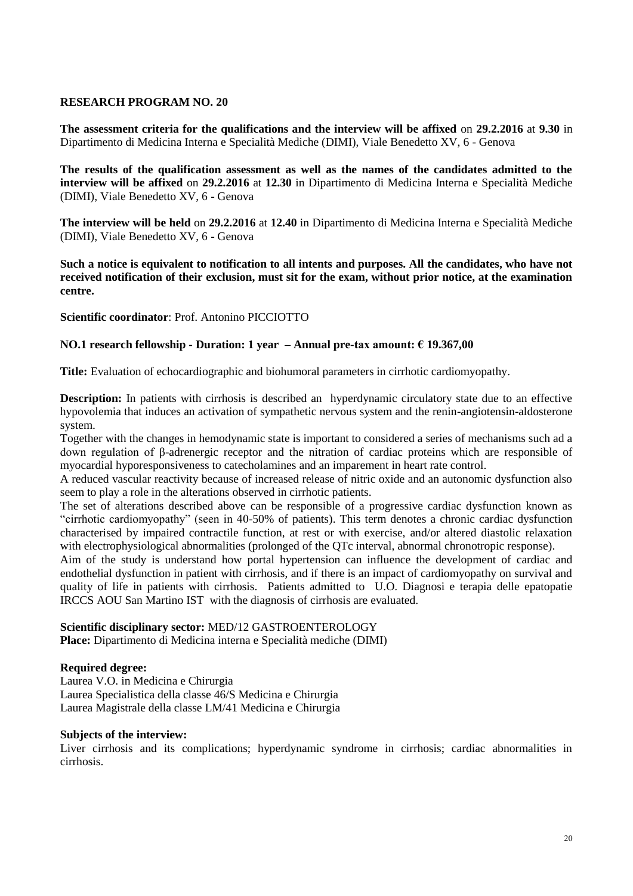## RESEARCH PROGRAM NO. 20

**The assessment criteria for the qualifications and the interview will be affixed** on **29.2.2016** at **9.30** in Dipartimento di Medicina Interna e Specialità Mediche (DIMI), Viale Benedetto XV, 6 - Genova

**The results of the qualification assessment as well as the names of the candidates admitted to the interview will be affixed** on **29.2.2016** at **12.30** in Dipartimento di Medicina Interna e Specialità Mediche (DIMI), Viale Benedetto XV, 6 - Genova

**The interview will be held** on **29.2.2016** at **12.40** in Dipartimento di Medicina Interna e Specialità Mediche (DIMI), Viale Benedetto XV, 6 - Genova

**Such a notice is equivalent to notification to all intents and purposes. All the candidates, who have not received notification of their exclusion, must sit for the exam, without prior notice, at the examination centre.**

**Scientific coordinator**: Prof. Antonino PICCIOTTO

**NO.1 research fellowship - Duration: 1 year – Annual pre-tax amount: € 19.367,00**

**Title:** Evaluation of echocardiographic and biohumoral parameters in cirrhotic cardiomyopathy.

**Description:** In patients with cirrhosis is described an hyperdynamic circulatory state due to an effective hypovolemia that induces an activation of sympathetic nervous system and the renin-angiotensin-aldosterone system.

Together with the changes in hemodynamic state is important to considered a series of mechanisms such ad a down regulation of β-adrenergic receptor and the nitration of cardiac proteins which are responsible of myocardial hyporesponsiveness to catecholamines and an imparement in heart rate control.

A reduced vascular reactivity because of increased release of nitric oxide and an autonomic dysfunction also seem to play a role in the alterations observed in cirrhotic patients.

The set of alterations described above can be responsible of a progressive cardiac dysfunction known as "cirrhotic cardiomyopathy" (seen in 40-50% of patients). This term denotes a chronic cardiac dysfunction characterised by impaired contractile function, at rest or with exercise, and/or altered diastolic relaxation with electrophysiological abnormalities (prolonged of the QTc interval, abnormal chronotropic response).

Aim of the study is understand how portal hypertension can influence the development of cardiac and endothelial dysfunction in patient with cirrhosis, and if there is an impact of cardiomyopathy on survival and quality of life in patients with cirrhosis. Patients admitted to U.O. Diagnosi e terapia delle epatopatie IRCCS AOU San Martino IST with the diagnosis of cirrhosis are evaluated.

**Scientific disciplinary sector:** MED/12 GASTROENTEROLOGY
**Place:** Dipartimento di Medicina interna e Specialità mediche (DIMI)

**Required degree:**
Laurea V.O. in Medicina e Chirurgia
Laurea Specialistica della classe 46/S Medicina e Chirurgia
Laurea Magistrale della classe LM/41 Medicina e Chirurgia

**Subjects of the interview:**
Liver cirrhosis and its complications; hyperdynamic syndrome in cirrhosis; cardiac abnormalities in cirrhosis.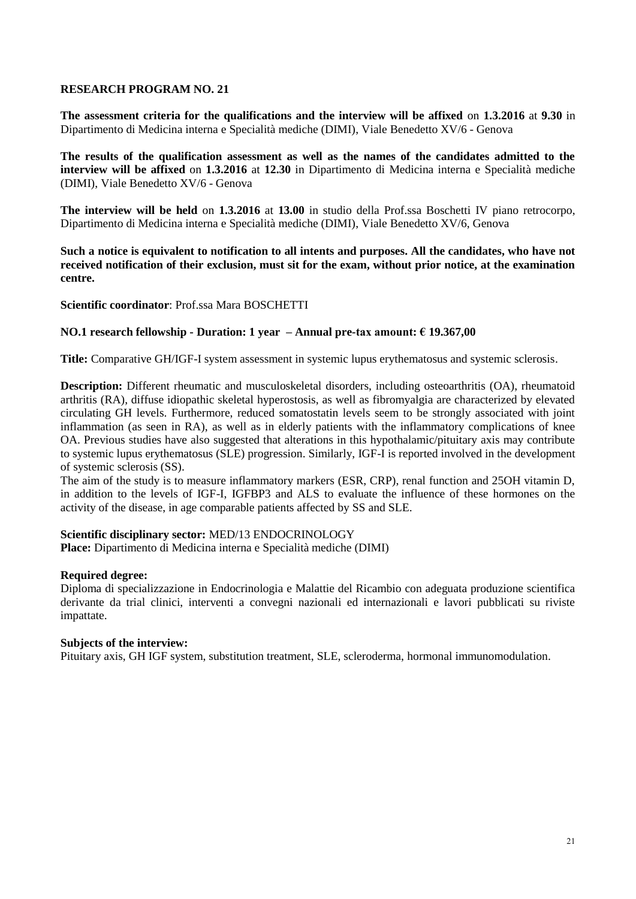**RESEARCH PROGRAM NO. 21**

**The assessment criteria for the qualifications and the interview will be affixed** on **1.3.2016** at **9.30** in Dipartimento di Medicina interna e Specialità mediche (DIMI), Viale Benedetto XV/6 - Genova

**The results of the qualification assessment as well as the names of the candidates admitted to the interview will be affixed** on **1.3.2016** at **12.30** in Dipartimento di Medicina interna e Specialità mediche (DIMI), Viale Benedetto XV/6 - Genova

**The interview will be held** on **1.3.2016** at **13.00** in studio della Prof.ssa Boschetti IV piano retrocorpo, Dipartimento di Medicina interna e Specialità mediche (DIMI), Viale Benedetto XV/6, Genova

**Such a notice is equivalent to notification to all intents and purposes. All the candidates, who have not received notification of their exclusion, must sit for the exam, without prior notice, at the examination centre.**

**Scientific coordinator**: Prof.ssa Mara BOSCHETTI

**NO.1 research fellowship - Duration: 1 year – Annual pre-tax amount: € 19.367,00**

**Title:** Comparative GH/IGF-I system assessment in systemic lupus erythematosus and systemic sclerosis.

**Description:** Different rheumatic and musculoskeletal disorders, including osteoarthritis (OA), rheumatoid arthritis (RA), diffuse idiopathic skeletal hyperostosis, as well as fibromyalgia are characterized by elevated circulating GH levels. Furthermore, reduced somatostatin levels seem to be strongly associated with joint inflammation (as seen in RA), as well as in elderly patients with the inflammatory complications of knee OA. Previous studies have also suggested that alterations in this hypothalamic/pituitary axis may contribute to systemic lupus erythematosus (SLE) progression. Similarly, IGF-I is reported involved in the development of systemic sclerosis (SS).
The aim of the study is to measure inflammatory markers (ESR, CRP), renal function and 25OH vitamin D, in addition to the levels of IGF-I, IGFBP3 and ALS to evaluate the influence of these hormones on the activity of the disease, in age comparable patients affected by SS and SLE.

**Scientific disciplinary sector:** MED/13 ENDOCRINOLOGY
**Place:** Dipartimento di Medicina interna e Specialità mediche (DIMI)

**Required degree:**
Diploma di specializzazione in Endocrinologia e Malattie del Ricambio con adeguata produzione scientifica derivante da trial clinici, interventi a convegni nazionali ed internazionali e lavori pubblicati su riviste impattate.

**Subjects of the interview:**
Pituitary axis, GH IGF system, substitution treatment, SLE, scleroderma, hormonal immunomodulation.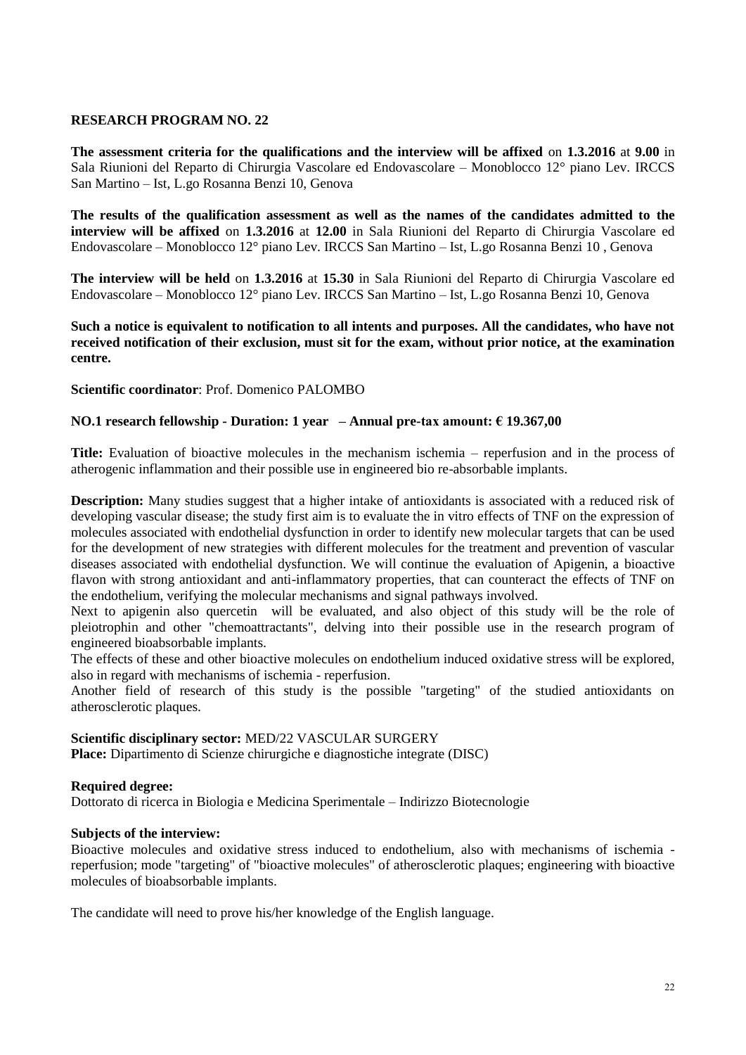**RESEARCH PROGRAM NO. 22**

**The assessment criteria for the qualifications and the interview will be affixed** on **1.3.2016** at **9.00** in Sala Riunioni del Reparto di Chirurgia Vascolare ed Endovascolare – Monoblocco 12° piano Lev. IRCCS San Martino – Ist, L.go Rosanna Benzi 10, Genova

**The results of the qualification assessment as well as the names of the candidates admitted to the interview will be affixed** on **1.3.2016** at **12.00** in Sala Riunioni del Reparto di Chirurgia Vascolare ed Endovascolare – Monoblocco 12° piano Lev. IRCCS San Martino – Ist, L.go Rosanna Benzi 10 , Genova

**The interview will be held** on **1.3.2016** at **15.30** in Sala Riunioni del Reparto di Chirurgia Vascolare ed Endovascolare – Monoblocco 12° piano Lev. IRCCS San Martino – Ist, L.go Rosanna Benzi 10, Genova

**Such a notice is equivalent to notification to all intents and purposes. All the candidates, who have not received notification of their exclusion, must sit for the exam, without prior notice, at the examination centre.**

**Scientific coordinator**: Prof. Domenico PALOMBO

**NO.1 research fellowship - Duration: 1 year – Annual pre-tax amount: € 19.367,00**

**Title:** Evaluation of bioactive molecules in the mechanism ischemia – reperfusion and in the process of atherogenic inflammation and their possible use in engineered bio re-absorbable implants.

**Description:** Many studies suggest that a higher intake of antioxidants is associated with a reduced risk of developing vascular disease; the study first aim is to evaluate the in vitro effects of TNF on the expression of molecules associated with endothelial dysfunction in order to identify new molecular targets that can be used for the development of new strategies with different molecules for the treatment and prevention of vascular diseases associated with endothelial dysfunction. We will continue the evaluation of Apigenin, a bioactive flavon with strong antioxidant and anti-inflammatory properties, that can counteract the effects of TNF on the endothelium, verifying the molecular mechanisms and signal pathways involved.
Next to apigenin also quercetin will be evaluated, and also object of this study will be the role of pleiotrophin and other "chemoattractants", delving into their possible use in the research program of engineered bioabsorbable implants.
The effects of these and other bioactive molecules on endothelium induced oxidative stress will be explored, also in regard with mechanisms of ischemia - reperfusion.
Another field of research of this study is the possible "targeting" of the studied antioxidants on atherosclerotic plaques.

**Scientific disciplinary sector:** MED/22 VASCULAR SURGERY
**Place:** Dipartimento di Scienze chirurgiche e diagnostiche integrate (DISC)

**Required degree:**
Dottorato di ricerca in Biologia e Medicina Sperimentale – Indirizzo Biotecnologie

**Subjects of the interview:**
Bioactive molecules and oxidative stress induced to endothelium, also with mechanisms of ischemia - reperfusion; mode "targeting" of "bioactive molecules" of atherosclerotic plaques; engineering with bioactive molecules of bioabsorbable implants.

The candidate will need to prove his/her knowledge of the English language.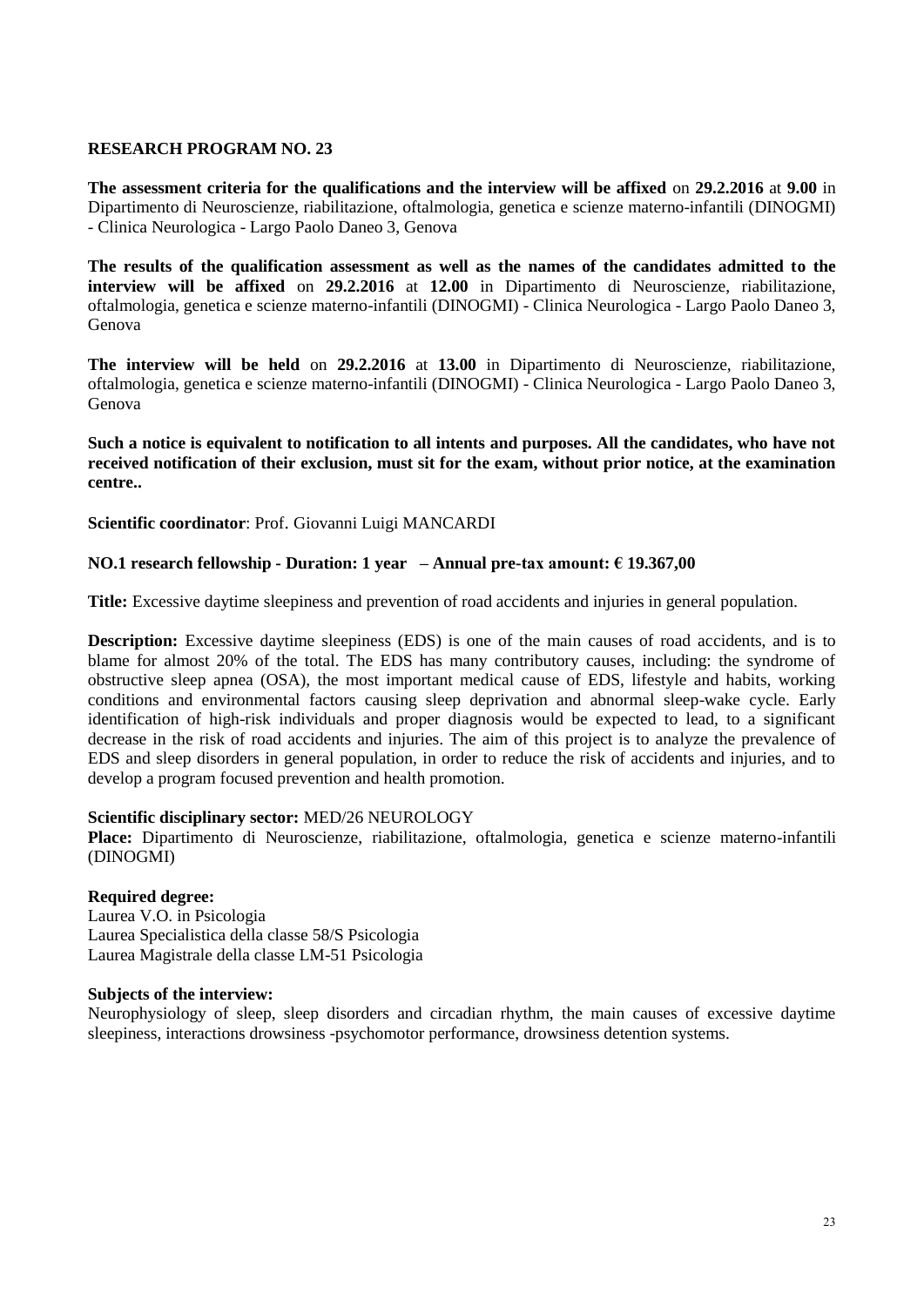## RESEARCH PROGRAM NO. 23

**The assessment criteria for the qualifications and the interview will be affixed** on **29.2.2016** at **9.00** in Dipartimento di Neuroscienze, riabilitazione, oftalmologia, genetica e scienze materno-infantili (DINOGMI) - Clinica Neurologica - Largo Paolo Daneo 3, Genova

**The results of the qualification assessment as well as the names of the candidates admitted to the interview will be affixed** on **29.2.2016** at **12.00** in Dipartimento di Neuroscienze, riabilitazione, oftalmologia, genetica e scienze materno-infantili (DINOGMI) - Clinica Neurologica - Largo Paolo Daneo 3, Genova

**The interview will be held** on **29.2.2016** at **13.00** in Dipartimento di Neuroscienze, riabilitazione, oftalmologia, genetica e scienze materno-infantili (DINOGMI) - Clinica Neurologica - Largo Paolo Daneo 3, Genova

**Such a notice is equivalent to notification to all intents and purposes. All the candidates, who have not received notification of their exclusion, must sit for the exam, without prior notice, at the examination centre..**

**Scientific coordinator**: Prof. Giovanni Luigi MANCARDI

**NO.1 research fellowship - Duration: 1 year – Annual pre-tax amount: € 19.367,00**

**Title:** Excessive daytime sleepiness and prevention of road accidents and injuries in general population.

**Description:** Excessive daytime sleepiness (EDS) is one of the main causes of road accidents, and is to blame for almost 20% of the total. The EDS has many contributory causes, including: the syndrome of obstructive sleep apnea (OSA), the most important medical cause of EDS, lifestyle and habits, working conditions and environmental factors causing sleep deprivation and abnormal sleep-wake cycle. Early identification of high-risk individuals and proper diagnosis would be expected to lead, to a significant decrease in the risk of road accidents and injuries. The aim of this project is to analyze the prevalence of EDS and sleep disorders in general population, in order to reduce the risk of accidents and injuries, and to develop a program focused prevention and health promotion.

**Scientific disciplinary sector:** MED/26 NEUROLOGY
**Place:** Dipartimento di Neuroscienze, riabilitazione, oftalmologia, genetica e scienze materno-infantili (DINOGMI)

**Required degree:**
Laurea V.O. in Psicologia
Laurea Specialistica della classe 58/S Psicologia
Laurea Magistrale della classe LM-51 Psicologia

**Subjects of the interview:**
Neurophysiology of sleep, sleep disorders and circadian rhythm, the main causes of excessive daytime sleepiness, interactions drowsiness -psychomotor performance, drowsiness detention systems.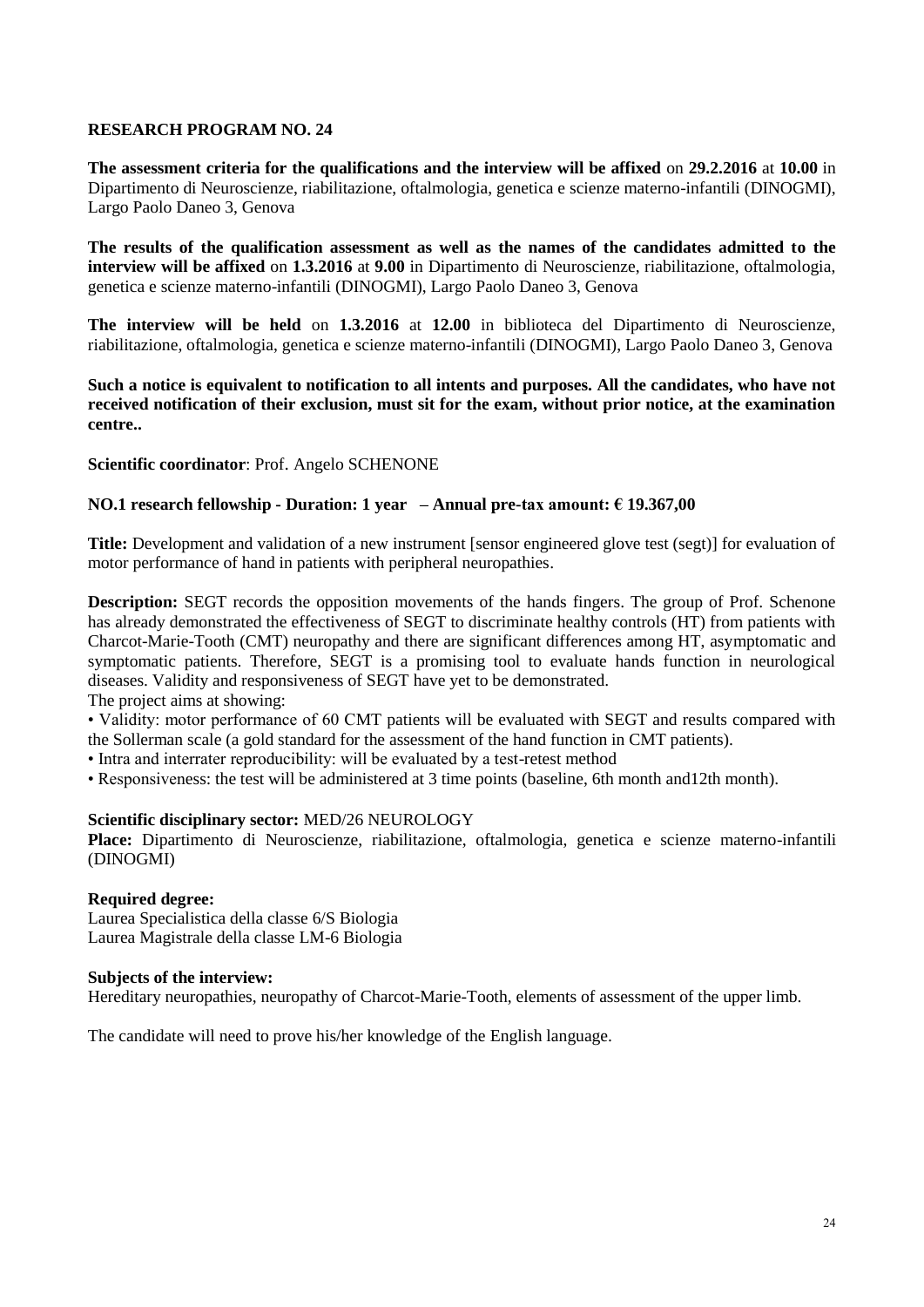## RESEARCH PROGRAM NO. 24

**The assessment criteria for the qualifications and the interview will be affixed** on **29.2.2016** at **10.00** in Dipartimento di Neuroscienze, riabilitazione, oftalmologia, genetica e scienze materno-infantili (DINOGMI), Largo Paolo Daneo 3, Genova

**The results of the qualification assessment as well as the names of the candidates admitted to the interview will be affixed** on **1.3.2016** at **9.00** in Dipartimento di Neuroscienze, riabilitazione, oftalmologia, genetica e scienze materno-infantili (DINOGMI), Largo Paolo Daneo 3, Genova

**The interview will be held** on **1.3.2016** at **12.00** in biblioteca del Dipartimento di Neuroscienze, riabilitazione, oftalmologia, genetica e scienze materno-infantili (DINOGMI), Largo Paolo Daneo 3, Genova

**Such a notice is equivalent to notification to all intents and purposes. All the candidates, who have not received notification of their exclusion, must sit for the exam, without prior notice, at the examination centre..**

**Scientific coordinator**: Prof. Angelo SCHENONE

**NO.1 research fellowship - Duration: 1 year – Annual pre-tax amount: € 19.367,00**

**Title:** Development and validation of a new instrument [sensor engineered glove test (segt)] for evaluation of motor performance of hand in patients with peripheral neuropathies.

**Description:** SEGT records the opposition movements of the hands fingers. The group of Prof. Schenone has already demonstrated the effectiveness of SEGT to discriminate healthy controls (HT) from patients with Charcot-Marie-Tooth (CMT) neuropathy and there are significant differences among HT, asymptomatic and symptomatic patients. Therefore, SEGT is a promising tool to evaluate hands function in neurological diseases. Validity and responsiveness of SEGT have yet to be demonstrated.
The project aims at showing:

- Validity: motor performance of 60 CMT patients will be evaluated with SEGT and results compared with the Sollerman scale (a gold standard for the assessment of the hand function in CMT patients).
- Intra and interrater reproducibility: will be evaluated by a test-retest method
- Responsiveness: the test will be administered at 3 time points (baseline, 6th month and12th month).

**Scientific disciplinary sector:** MED/26 NEUROLOGY
**Place:** Dipartimento di Neuroscienze, riabilitazione, oftalmologia, genetica e scienze materno-infantili (DINOGMI)

**Required degree:**
Laurea Specialistica della classe 6/S Biologia
Laurea Magistrale della classe LM-6 Biologia

**Subjects of the interview:**
Hereditary neuropathies, neuropathy of Charcot-Marie-Tooth, elements of assessment of the upper limb.

The candidate will need to prove his/her knowledge of the English language.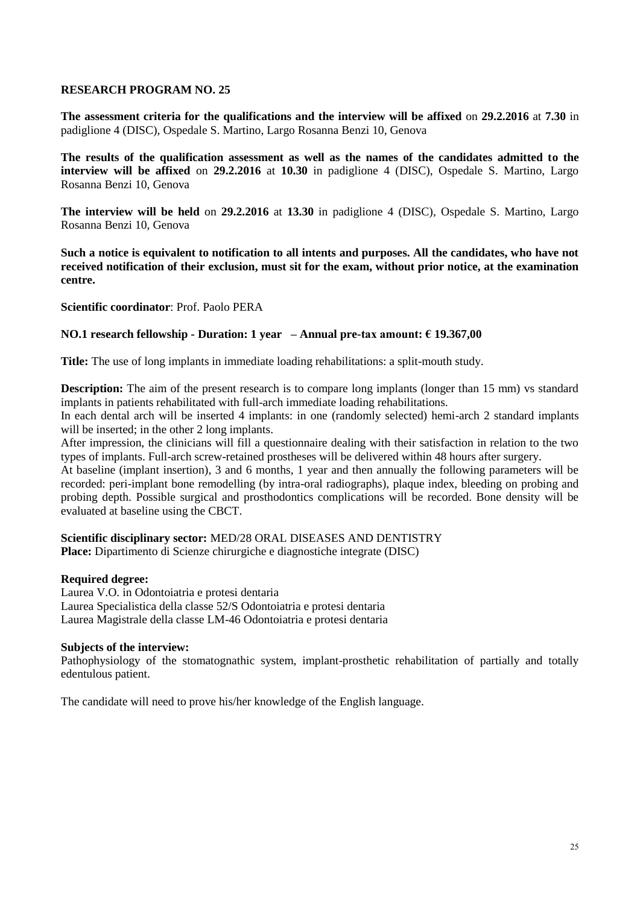## RESEARCH PROGRAM NO. 25

**The assessment criteria for the qualifications and the interview will be affixed** on **29.2.2016** at **7.30** in padiglione 4 (DISC), Ospedale S. Martino, Largo Rosanna Benzi 10, Genova

**The results of the qualification assessment as well as the names of the candidates admitted to the interview will be affixed** on **29.2.2016** at **10.30** in padiglione 4 (DISC), Ospedale S. Martino, Largo Rosanna Benzi 10, Genova

**The interview will be held** on **29.2.2016** at **13.30** in padiglione 4 (DISC), Ospedale S. Martino, Largo Rosanna Benzi 10, Genova

**Such a notice is equivalent to notification to all intents and purposes. All the candidates, who have not received notification of their exclusion, must sit for the exam, without prior notice, at the examination centre.**

**Scientific coordinator**: Prof. Paolo PERA

**NO.1 research fellowship - Duration: 1 year – Annual pre-tax amount: € 19.367,00**

**Title:** The use of long implants in immediate loading rehabilitations: a split-mouth study.

**Description:** The aim of the present research is to compare long implants (longer than 15 mm) vs standard implants in patients rehabilitated with full-arch immediate loading rehabilitations.
In each dental arch will be inserted 4 implants: in one (randomly selected) hemi-arch 2 standard implants will be inserted; in the other 2 long implants.
After impression, the clinicians will fill a questionnaire dealing with their satisfaction in relation to the two types of implants. Full-arch screw-retained prostheses will be delivered within 48 hours after surgery.
At baseline (implant insertion), 3 and 6 months, 1 year and then annually the following parameters will be recorded: peri-implant bone remodelling (by intra-oral radiographs), plaque index, bleeding on probing and probing depth. Possible surgical and prosthodontics complications will be recorded. Bone density will be evaluated at baseline using the CBCT.

**Scientific disciplinary sector:** MED/28 ORAL DISEASES AND DENTISTRY
**Place:** Dipartimento di Scienze chirurgiche e diagnostiche integrate (DISC)

**Required degree:**
Laurea V.O. in Odontoiatria e protesi dentaria
Laurea Specialistica della classe 52/S Odontoiatria e protesi dentaria
Laurea Magistrale della classe LM-46 Odontoiatria e protesi dentaria

**Subjects of the interview:**
Pathophysiology of the stomatognathic system, implant-prosthetic rehabilitation of partially and totally edentulous patient.

The candidate will need to prove his/her knowledge of the English language.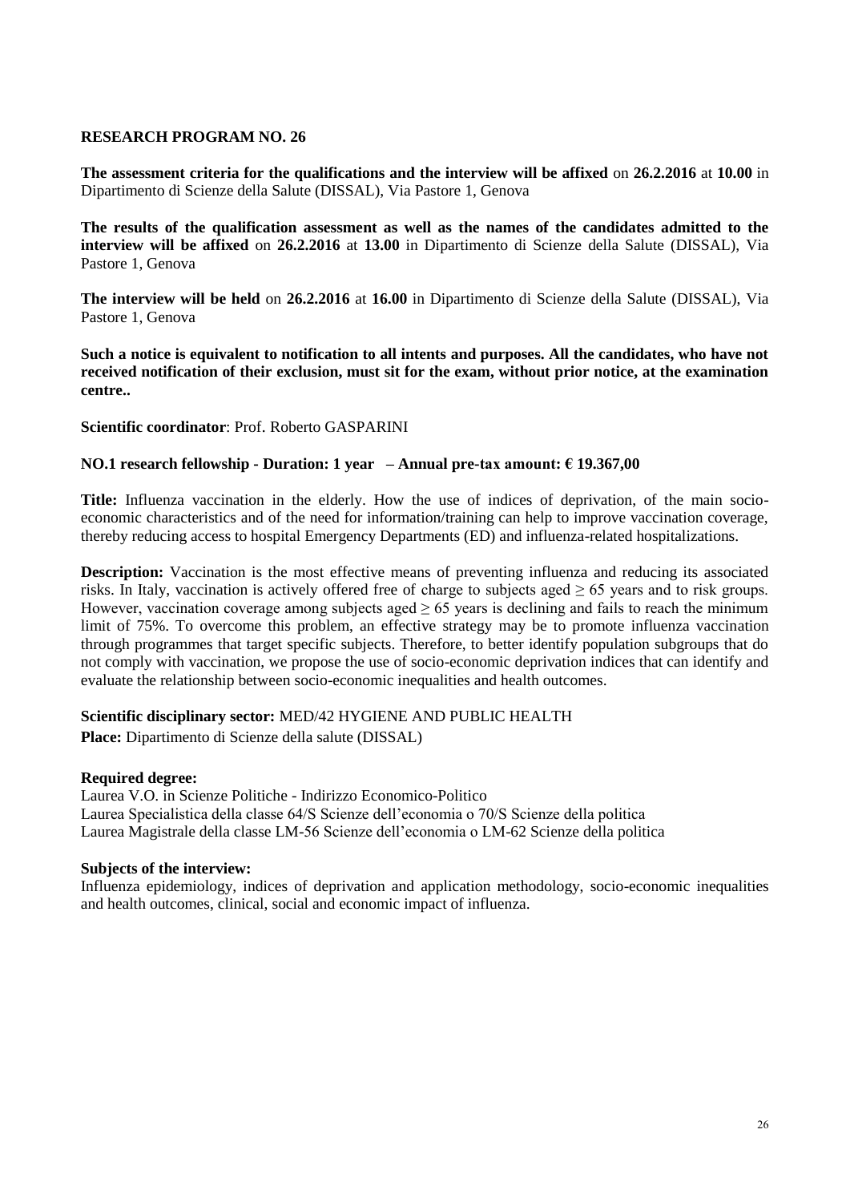**RESEARCH PROGRAM NO. 26**

**The assessment criteria for the qualifications and the interview will be affixed** on **26.2.2016** at **10.00** in Dipartimento di Scienze della Salute (DISSAL), Via Pastore 1, Genova

**The results of the qualification assessment as well as the names of the candidates admitted to the interview will be affixed** on **26.2.2016** at **13.00** in Dipartimento di Scienze della Salute (DISSAL), Via Pastore 1, Genova

**The interview will be held** on **26.2.2016** at **16.00** in Dipartimento di Scienze della Salute (DISSAL), Via Pastore 1, Genova

**Such a notice is equivalent to notification to all intents and purposes. All the candidates, who have not received notification of their exclusion, must sit for the exam, without prior notice, at the examination centre..**

**Scientific coordinator**: Prof. Roberto GASPARINI

**NO.1 research fellowship - Duration: 1 year – Annual pre-tax amount: € 19.367,00**

**Title:** Influenza vaccination in the elderly. How the use of indices of deprivation, of the main socio-economic characteristics and of the need for information/training can help to improve vaccination coverage, thereby reducing access to hospital Emergency Departments (ED) and influenza-related hospitalizations.

**Description:** Vaccination is the most effective means of preventing influenza and reducing its associated risks. In Italy, vaccination is actively offered free of charge to subjects aged $\geq 65$ years and to risk groups. However, vaccination coverage among subjects aged $\geq 65$ years is declining and fails to reach the minimum limit of 75%. To overcome this problem, an effective strategy may be to promote influenza vaccination through programmes that target specific subjects. Therefore, to better identify population subgroups that do not comply with vaccination, we propose the use of socio-economic deprivation indices that can identify and evaluate the relationship between socio-economic inequalities and health outcomes.

**Scientific disciplinary sector:** MED/42 HYGIENE AND PUBLIC HEALTH
**Place:** Dipartimento di Scienze della salute (DISSAL)

**Required degree:**
Laurea V.O. in Scienze Politiche - Indirizzo Economico-Politico
Laurea Specialistica della classe 64/S Scienze dell'economia o 70/S Scienze della politica
Laurea Magistrale della classe LM-56 Scienze dell'economia o LM-62 Scienze della politica

**Subjects of the interview:**
Influenza epidemiology, indices of deprivation and application methodology, socio-economic inequalities and health outcomes, clinical, social and economic impact of influenza.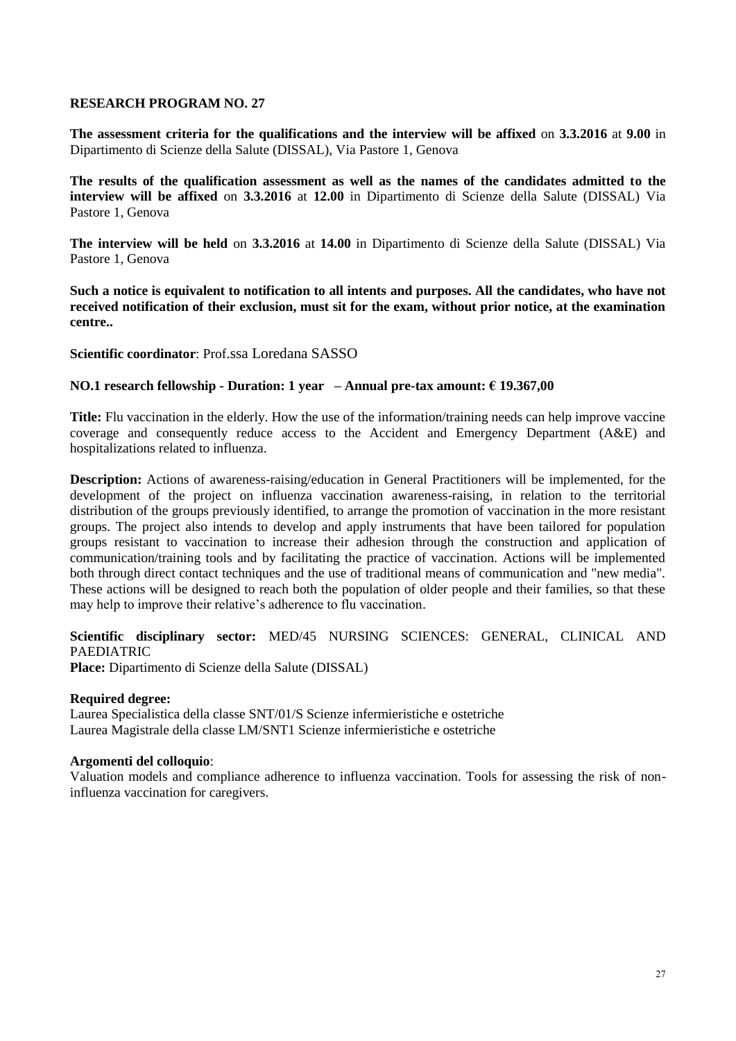## RESEARCH PROGRAM NO. 27

**The assessment criteria for the qualifications and the interview will be affixed** on **3.3.2016** at **9.00** in Dipartimento di Scienze della Salute (DISSAL), Via Pastore 1, Genova

**The results of the qualification assessment as well as the names of the candidates admitted to the interview will be affixed** on **3.3.2016** at **12.00** in Dipartimento di Scienze della Salute (DISSAL) Via Pastore 1, Genova

**The interview will be held** on **3.3.2016** at **14.00** in Dipartimento di Scienze della Salute (DISSAL) Via Pastore 1, Genova

**Such a notice is equivalent to notification to all intents and purposes. All the candidates, who have not received notification of their exclusion, must sit for the exam, without prior notice, at the examination centre..**

**Scientific coordinator**: Prof.ssa Loredana SASSO

**NO.1 research fellowship - Duration: 1 year – Annual pre-tax amount: € 19.367,00**

**Title:** Flu vaccination in the elderly. How the use of the information/training needs can help improve vaccine coverage and consequently reduce access to the Accident and Emergency Department (A&E) and hospitalizations related to influenza.

**Description:** Actions of awareness-raising/education in General Practitioners will be implemented, for the development of the project on influenza vaccination awareness-raising, in relation to the territorial distribution of the groups previously identified, to arrange the promotion of vaccination in the more resistant groups. The project also intends to develop and apply instruments that have been tailored for population groups resistant to vaccination to increase their adhesion through the construction and application of communication/training tools and by facilitating the practice of vaccination. Actions will be implemented both through direct contact techniques and the use of traditional means of communication and "new media". These actions will be designed to reach both the population of older people and their families, so that these may help to improve their relative's adherence to flu vaccination.

**Scientific disciplinary sector:** MED/45 NURSING SCIENCES: GENERAL, CLINICAL AND PAEDIATRIC
**Place:** Dipartimento di Scienze della Salute (DISSAL)

**Required degree:**
Laurea Specialistica della classe SNT/01/S Scienze infermieristiche e ostetriche
Laurea Magistrale della classe LM/SNT1 Scienze infermieristiche e ostetriche

**Argomenti del colloquio**:
Valuation models and compliance adherence to influenza vaccination. Tools for assessing the risk of non-influenza vaccination for caregivers.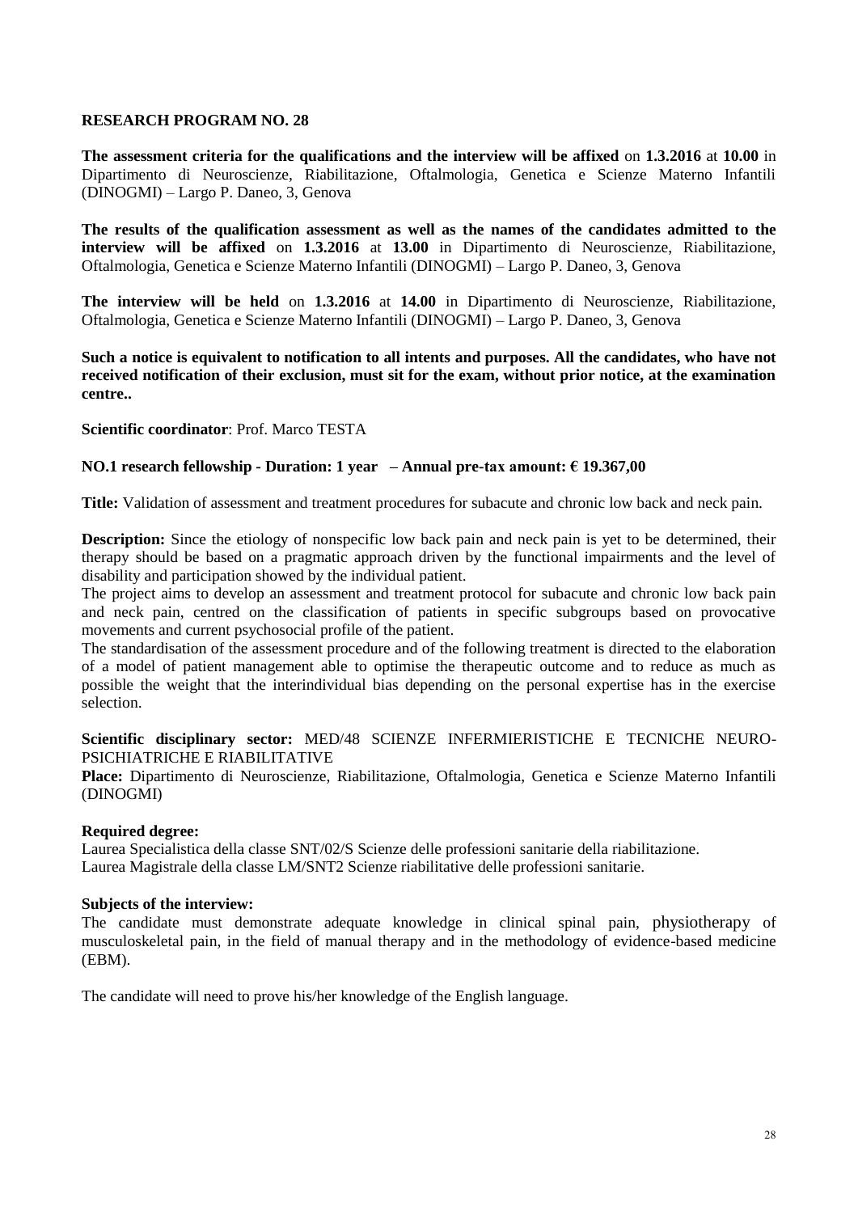**RESEARCH PROGRAM NO. 28**

**The assessment criteria for the qualifications and the interview will be affixed** on **1.3.2016** at **10.00** in Dipartimento di Neuroscienze, Riabilitazione, Oftalmologia, Genetica e Scienze Materno Infantili (DINOGMI) – Largo P. Daneo, 3, Genova

**The results of the qualification assessment as well as the names of the candidates admitted to the interview will be affixed** on **1.3.2016** at **13.00** in Dipartimento di Neuroscienze, Riabilitazione, Oftalmologia, Genetica e Scienze Materno Infantili (DINOGMI) – Largo P. Daneo, 3, Genova

**The interview will be held** on **1.3.2016** at **14.00** in Dipartimento di Neuroscienze, Riabilitazione, Oftalmologia, Genetica e Scienze Materno Infantili (DINOGMI) – Largo P. Daneo, 3, Genova

**Such a notice is equivalent to notification to all intents and purposes. All the candidates, who have not received notification of their exclusion, must sit for the exam, without prior notice, at the examination centre..**

**Scientific coordinator**: Prof. Marco TESTA

**NO.1 research fellowship - Duration: 1 year – Annual pre-tax amount: € 19.367,00**

**Title:** Validation of assessment and treatment procedures for subacute and chronic low back and neck pain.

**Description:** Since the etiology of nonspecific low back pain and neck pain is yet to be determined, their therapy should be based on a pragmatic approach driven by the functional impairments and the level of disability and participation showed by the individual patient.
The project aims to develop an assessment and treatment protocol for subacute and chronic low back pain and neck pain, centred on the classification of patients in specific subgroups based on provocative movements and current psychosocial profile of the patient.
The standardisation of the assessment procedure and of the following treatment is directed to the elaboration of a model of patient management able to optimise the therapeutic outcome and to reduce as much as possible the weight that the interindividual bias depending on the personal expertise has in the exercise selection.

**Scientific disciplinary sector:** MED/48 SCIENZE INFERMIERISTICHE E TECNICHE NEURO-PSICHIATRICHE E RIABILITATIVE
**Place:** Dipartimento di Neuroscienze, Riabilitazione, Oftalmologia, Genetica e Scienze Materno Infantili (DINOGMI)

**Required degree:**
Laurea Specialistica della classe SNT/02/S Scienze delle professioni sanitarie della riabilitazione.
Laurea Magistrale della classe LM/SNT2 Scienze riabilitative delle professioni sanitarie.

**Subjects of the interview:**
The candidate must demonstrate adequate knowledge in clinical spinal pain, physiotherapy of musculoskeletal pain, in the field of manual therapy and in the methodology of evidence-based medicine (EBM).

The candidate will need to prove his/her knowledge of the English language.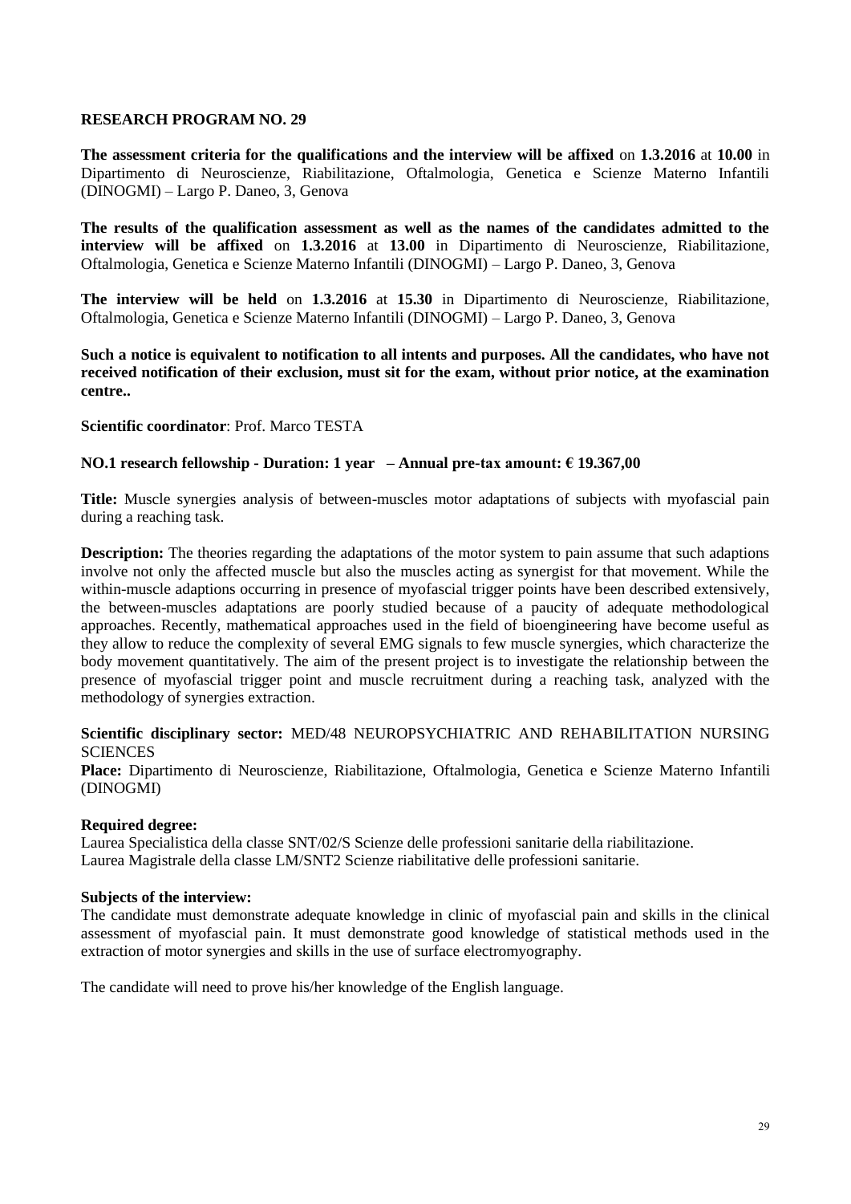## RESEARCH PROGRAM NO. 29

**The assessment criteria for the qualifications and the interview will be affixed** on **1.3.2016** at **10.00** in Dipartimento di Neuroscienze, Riabilitazione, Oftalmologia, Genetica e Scienze Materno Infantili (DINOGMI) – Largo P. Daneo, 3, Genova

**The results of the qualification assessment as well as the names of the candidates admitted to the interview will be affixed** on **1.3.2016** at **13.00** in Dipartimento di Neuroscienze, Riabilitazione, Oftalmologia, Genetica e Scienze Materno Infantili (DINOGMI) – Largo P. Daneo, 3, Genova

**The interview will be held** on **1.3.2016** at **15.30** in Dipartimento di Neuroscienze, Riabilitazione, Oftalmologia, Genetica e Scienze Materno Infantili (DINOGMI) – Largo P. Daneo, 3, Genova

**Such a notice is equivalent to notification to all intents and purposes. All the candidates, who have not received notification of their exclusion, must sit for the exam, without prior notice, at the examination centre..**

**Scientific coordinator**: Prof. Marco TESTA

**NO.1 research fellowship - Duration: 1 year – Annual pre-tax amount: € 19.367,00**

**Title:** Muscle synergies analysis of between-muscles motor adaptations of subjects with myofascial pain during a reaching task.

**Description:** The theories regarding the adaptations of the motor system to pain assume that such adaptions involve not only the affected muscle but also the muscles acting as synergist for that movement. While the within-muscle adaptions occurring in presence of myofascial trigger points have been described extensively, the between-muscles adaptations are poorly studied because of a paucity of adequate methodological approaches. Recently, mathematical approaches used in the field of bioengineering have become useful as they allow to reduce the complexity of several EMG signals to few muscle synergies, which characterize the body movement quantitatively. The aim of the present project is to investigate the relationship between the presence of myofascial trigger point and muscle recruitment during a reaching task, analyzed with the methodology of synergies extraction.

**Scientific disciplinary sector:** MED/48 NEUROPSYCHIATRIC AND REHABILITATION NURSING SCIENCES

**Place:** Dipartimento di Neuroscienze, Riabilitazione, Oftalmologia, Genetica e Scienze Materno Infantili (DINOGMI)

**Required degree:**

Laurea Specialistica della classe SNT/02/S Scienze delle professioni sanitarie della riabilitazione.
Laurea Magistrale della classe LM/SNT2 Scienze riabilitative delle professioni sanitarie.

**Subjects of the interview:**

The candidate must demonstrate adequate knowledge in clinic of myofascial pain and skills in the clinical assessment of myofascial pain. It must demonstrate good knowledge of statistical methods used in the extraction of motor synergies and skills in the use of surface electromyography.

The candidate will need to prove his/her knowledge of the English language.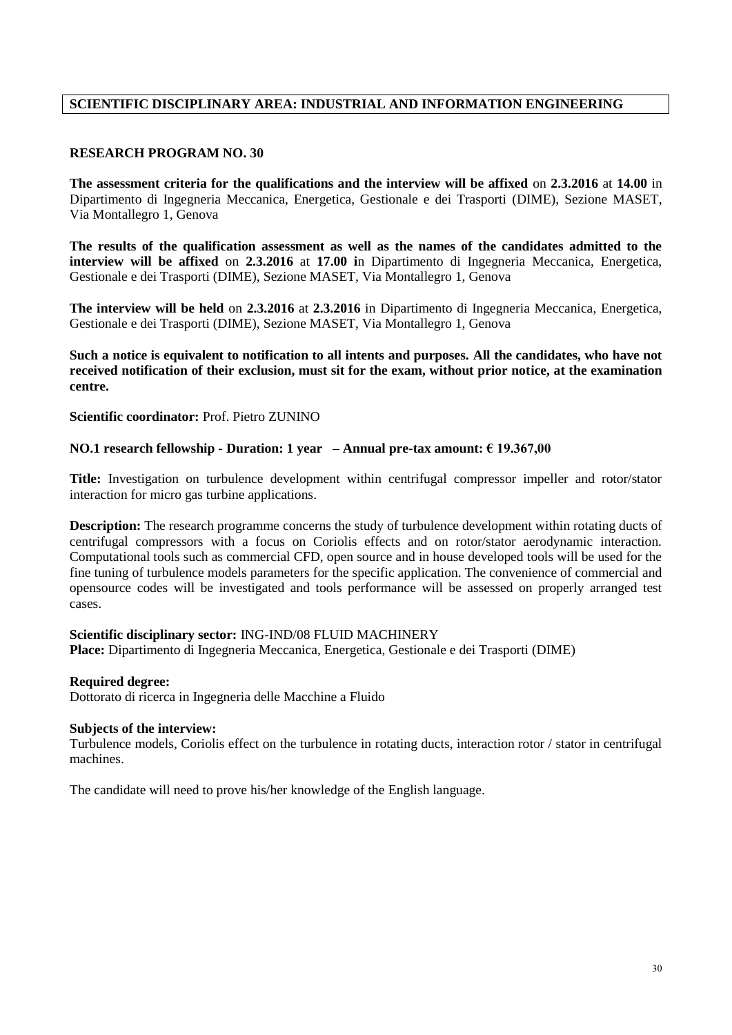**SCIENTIFIC DISCIPLINARY AREA: INDUSTRIAL AND INFORMATION ENGINEERING**

## RESEARCH PROGRAM NO. 30

**The assessment criteria for the qualifications and the interview will be affixed** on **2.3.2016** at **14.00** in Dipartimento di Ingegneria Meccanica, Energetica, Gestionale e dei Trasporti (DIME), Sezione MASET, Via Montallegro 1, Genova

**The results of the qualification assessment as well as the names of the candidates admitted to the interview will be affixed** on **2.3.2016** at **17.00 i**n Dipartimento di Ingegneria Meccanica, Energetica, Gestionale e dei Trasporti (DIME), Sezione MASET, Via Montallegro 1, Genova

**The interview will be held** on **2.3.2016** at **2.3.2016** in Dipartimento di Ingegneria Meccanica, Energetica, Gestionale e dei Trasporti (DIME), Sezione MASET, Via Montallegro 1, Genova

**Such a notice is equivalent to notification to all intents and purposes. All the candidates, who have not received notification of their exclusion, must sit for the exam, without prior notice, at the examination centre.**

**Scientific coordinator:** Prof. Pietro ZUNINO

**NO.1 research fellowship - Duration: 1 year – Annual pre-tax amount: € 19.367,00**

**Title:** Investigation on turbulence development within centrifugal compressor impeller and rotor/stator interaction for micro gas turbine applications.

**Description:** The research programme concerns the study of turbulence development within rotating ducts of centrifugal compressors with a focus on Coriolis effects and on rotor/stator aerodynamic interaction. Computational tools such as commercial CFD, open source and in house developed tools will be used for the fine tuning of turbulence models parameters for the specific application. The convenience of commercial and opensource codes will be investigated and tools performance will be assessed on properly arranged test cases.

**Scientific disciplinary sector:** ING-IND/08 FLUID MACHINERY
**Place:** Dipartimento di Ingegneria Meccanica, Energetica, Gestionale e dei Trasporti (DIME)

**Required degree:**
Dottorato di ricerca in Ingegneria delle Macchine a Fluido

**Subjects of the interview:**
Turbulence models, Coriolis effect on the turbulence in rotating ducts, interaction rotor / stator in centrifugal machines.

The candidate will need to prove his/her knowledge of the English language.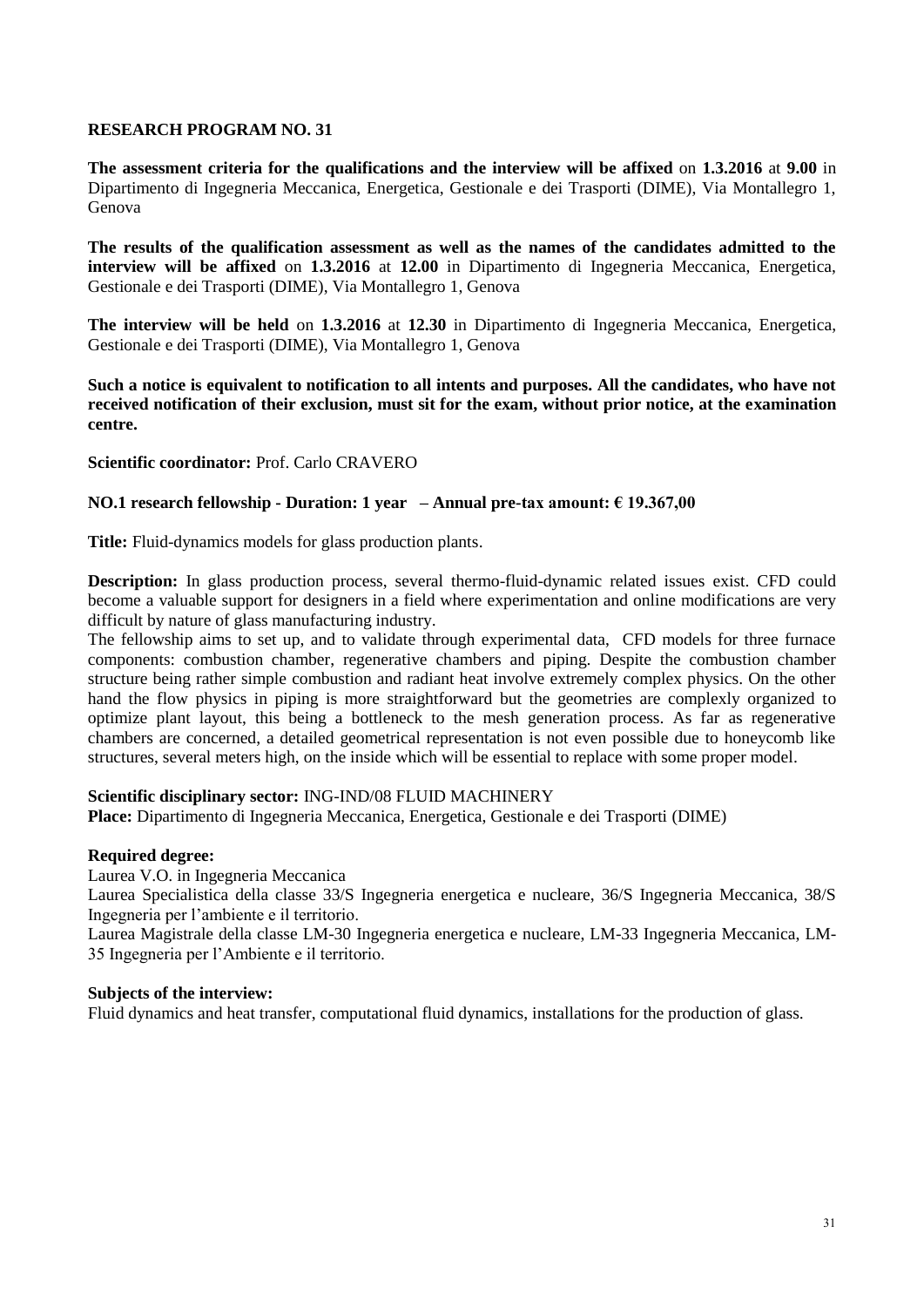## RESEARCH PROGRAM NO. 31

**The assessment criteria for the qualifications and the interview will be affixed** on **1.3.2016** at **9.00** in Dipartimento di Ingegneria Meccanica, Energetica, Gestionale e dei Trasporti (DIME), Via Montallegro 1, Genova

**The results of the qualification assessment as well as the names of the candidates admitted to the interview will be affixed** on **1.3.2016** at **12.00** in Dipartimento di Ingegneria Meccanica, Energetica, Gestionale e dei Trasporti (DIME), Via Montallegro 1, Genova

**The interview will be held** on **1.3.2016** at **12.30** in Dipartimento di Ingegneria Meccanica, Energetica, Gestionale e dei Trasporti (DIME), Via Montallegro 1, Genova

**Such a notice is equivalent to notification to all intents and purposes. All the candidates, who have not received notification of their exclusion, must sit for the exam, without prior notice, at the examination centre.**

**Scientific coordinator:** Prof. Carlo CRAVERO

**NO.1 research fellowship - Duration: 1 year – Annual pre-tax amount: € 19.367,00**

**Title:** Fluid-dynamics models for glass production plants.

**Description:** In glass production process, several thermo-fluid-dynamic related issues exist. CFD could become a valuable support for designers in a field where experimentation and online modifications are very difficult by nature of glass manufacturing industry.
The fellowship aims to set up, and to validate through experimental data, CFD models for three furnace components: combustion chamber, regenerative chambers and piping. Despite the combustion chamber structure being rather simple combustion and radiant heat involve extremely complex physics. On the other hand the flow physics in piping is more straightforward but the geometries are complexly organized to optimize plant layout, this being a bottleneck to the mesh generation process. As far as regenerative chambers are concerned, a detailed geometrical representation is not even possible due to honeycomb like structures, several meters high, on the inside which will be essential to replace with some proper model.

**Scientific disciplinary sector:** ING-IND/08 FLUID MACHINERY
**Place:** Dipartimento di Ingegneria Meccanica, Energetica, Gestionale e dei Trasporti (DIME)

**Required degree:**
Laurea V.O. in Ingegneria Meccanica
Laurea Specialistica della classe 33/S Ingegneria energetica e nucleare, 36/S Ingegneria Meccanica, 38/S Ingegneria per l'ambiente e il territorio.
Laurea Magistrale della classe LM-30 Ingegneria energetica e nucleare, LM-33 Ingegneria Meccanica, LM-35 Ingegneria per l'Ambiente e il territorio.

**Subjects of the interview:**
Fluid dynamics and heat transfer, computational fluid dynamics, installations for the production of glass.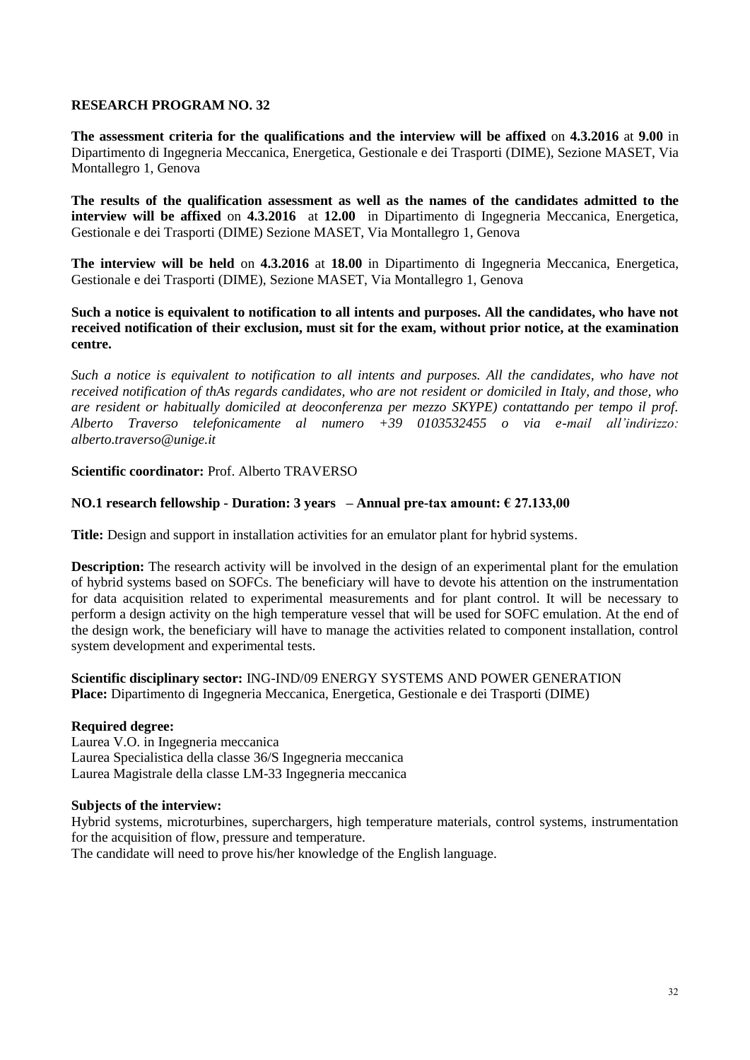## RESEARCH PROGRAM NO. 32

**The assessment criteria for the qualifications and the interview will be affixed** on **4.3.2016** at **9.00** in Dipartimento di Ingegneria Meccanica, Energetica, Gestionale e dei Trasporti (DIME), Sezione MASET, Via Montallegro 1, Genova

**The results of the qualification assessment as well as the names of the candidates admitted to the interview will be affixed** on **4.3.2016** at **12.00** in Dipartimento di Ingegneria Meccanica, Energetica, Gestionale e dei Trasporti (DIME) Sezione MASET, Via Montallegro 1, Genova

**The interview will be held** on **4.3.2016** at **18.00** in Dipartimento di Ingegneria Meccanica, Energetica, Gestionale e dei Trasporti (DIME), Sezione MASET, Via Montallegro 1, Genova

**Such a notice is equivalent to notification to all intents and purposes. All the candidates, who have not received notification of their exclusion, must sit for the exam, without prior notice, at the examination centre.**

*Such a notice is equivalent to notification to all intents and purposes. All the candidates, who have not received notification of thAs regards candidates, who are not resident or domiciled in Italy, and those, who are resident or habitually domiciled at deoconferenza per mezzo SKYPE) contattando per tempo il prof. Alberto Traverso telefonicamente al numero +39 0103532455 o via e-mail all'indirizzo: alberto.traverso@unige.it*

**Scientific coordinator:** Prof. Alberto TRAVERSO

**NO.1 research fellowship - Duration: 3 years – Annual pre-tax amount: € 27.133,00**

**Title:** Design and support in installation activities for an emulator plant for hybrid systems.

**Description:** The research activity will be involved in the design of an experimental plant for the emulation of hybrid systems based on SOFCs. The beneficiary will have to devote his attention on the instrumentation for data acquisition related to experimental measurements and for plant control. It will be necessary to perform a design activity on the high temperature vessel that will be used for SOFC emulation. At the end of the design work, the beneficiary will have to manage the activities related to component installation, control system development and experimental tests.

**Scientific disciplinary sector:** ING-IND/09 ENERGY SYSTEMS AND POWER GENERATION
**Place:** Dipartimento di Ingegneria Meccanica, Energetica, Gestionale e dei Trasporti (DIME)

**Required degree:**
Laurea V.O. in Ingegneria meccanica
Laurea Specialistica della classe 36/S Ingegneria meccanica
Laurea Magistrale della classe LM-33 Ingegneria meccanica

**Subjects of the interview:**
Hybrid systems, microturbines, superchargers, high temperature materials, control systems, instrumentation for the acquisition of flow, pressure and temperature.
The candidate will need to prove his/her knowledge of the English language.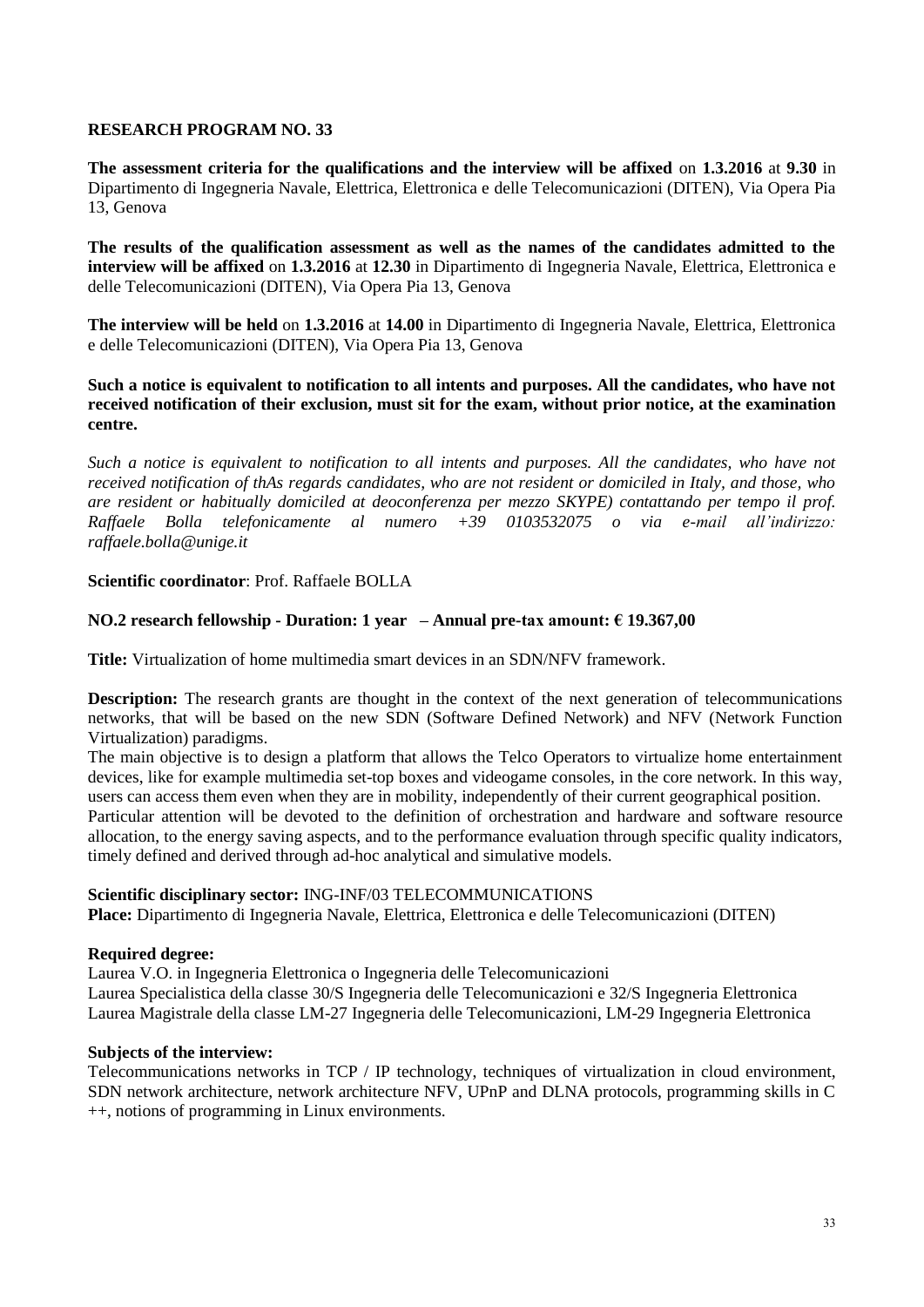**RESEARCH PROGRAM NO. 33**

**The assessment criteria for the qualifications and the interview will be affixed** on **1.3.2016** at **9.30** in Dipartimento di Ingegneria Navale, Elettrica, Elettronica e delle Telecomunicazioni (DITEN), Via Opera Pia 13, Genova

**The results of the qualification assessment as well as the names of the candidates admitted to the interview will be affixed** on **1.3.2016** at **12.30** in Dipartimento di Ingegneria Navale, Elettrica, Elettronica e delle Telecomunicazioni (DITEN), Via Opera Pia 13, Genova

**The interview will be held** on **1.3.2016** at **14.00** in Dipartimento di Ingegneria Navale, Elettrica, Elettronica e delle Telecomunicazioni (DITEN), Via Opera Pia 13, Genova

**Such a notice is equivalent to notification to all intents and purposes. All the candidates, who have not received notification of their exclusion, must sit for the exam, without prior notice, at the examination centre.**

*Such a notice is equivalent to notification to all intents and purposes. All the candidates, who have not received notification of thAs regards candidates, who are not resident or domiciled in Italy, and those, who are resident or habitually domiciled at deoconferenza per mezzo SKYPE) contattando per tempo il prof. Raffaele Bolla telefonicamente al numero +39 0103532075 o via e-mail all'indirizzo: raffaele.bolla@unige.it*

**Scientific coordinator**: Prof. Raffaele BOLLA

**NO.2 research fellowship - Duration: 1 year – Annual pre-tax amount: € 19.367,00**

**Title:** Virtualization of home multimedia smart devices in an SDN/NFV framework.

**Description:** The research grants are thought in the context of the next generation of telecommunications networks, that will be based on the new SDN (Software Defined Network) and NFV (Network Function Virtualization) paradigms.
The main objective is to design a platform that allows the Telco Operators to virtualize home entertainment devices, like for example multimedia set-top boxes and videogame consoles, in the core network. In this way, users can access them even when they are in mobility, independently of their current geographical position.
Particular attention will be devoted to the definition of orchestration and hardware and software resource allocation, to the energy saving aspects, and to the performance evaluation through specific quality indicators, timely defined and derived through ad-hoc analytical and simulative models.

**Scientific disciplinary sector:** ING-INF/03 TELECOMMUNICATIONS
**Place:** Dipartimento di Ingegneria Navale, Elettrica, Elettronica e delle Telecomunicazioni (DITEN)

**Required degree:**
Laurea V.O. in Ingegneria Elettronica o Ingegneria delle Telecomunicazioni
Laurea Specialistica della classe 30/S Ingegneria delle Telecomunicazioni e 32/S Ingegneria Elettronica
Laurea Magistrale della classe LM-27 Ingegneria delle Telecomunicazioni, LM-29 Ingegneria Elettronica

**Subjects of the interview:**
Telecommunications networks in TCP / IP technology, techniques of virtualization in cloud environment, SDN network architecture, network architecture NFV, UPnP and DLNA protocols, programming skills in C ++, notions of programming in Linux environments.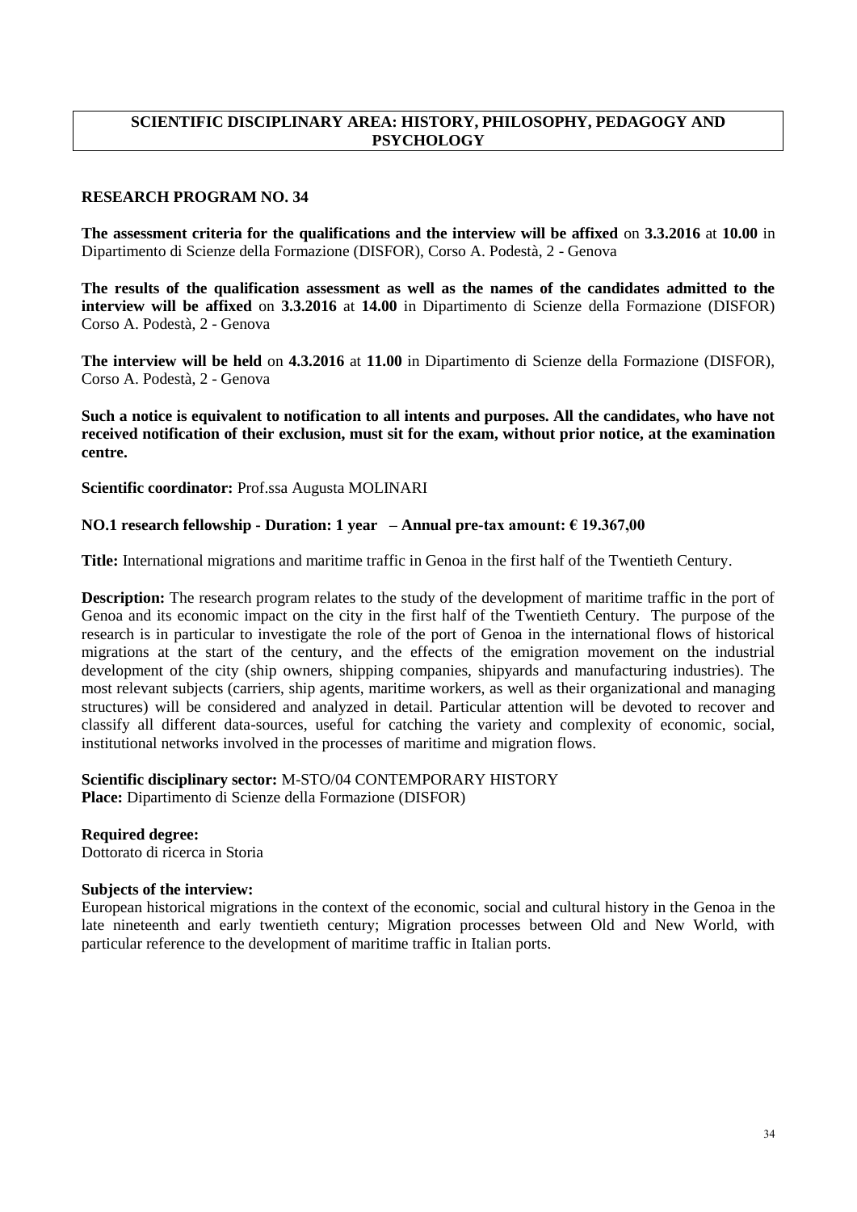## SCIENTIFIC DISCIPLINARY AREA: HISTORY, PHILOSOPHY, PEDAGOGY AND PSYCHOLOGY

### RESEARCH PROGRAM NO. 34

**The assessment criteria for the qualifications and the interview will be affixed** on **3.3.2016** at **10.00** in Dipartimento di Scienze della Formazione (DISFOR), Corso A. Podestà, 2 - Genova

**The results of the qualification assessment as well as the names of the candidates admitted to the interview will be affixed** on **3.3.2016** at **14.00** in Dipartimento di Scienze della Formazione (DISFOR) Corso A. Podestà, 2 - Genova

**The interview will be held** on **4.3.2016** at **11.00** in Dipartimento di Scienze della Formazione (DISFOR), Corso A. Podestà, 2 - Genova

**Such a notice is equivalent to notification to all intents and purposes. All the candidates, who have not received notification of their exclusion, must sit for the exam, without prior notice, at the examination centre.**

**Scientific coordinator:** Prof.ssa Augusta MOLINARI

**NO.1 research fellowship - Duration: 1 year – Annual pre-tax amount: € 19.367,00**

**Title:** International migrations and maritime traffic in Genoa in the first half of the Twentieth Century.

**Description:** The research program relates to the study of the development of maritime traffic in the port of Genoa and its economic impact on the city in the first half of the Twentieth Century. The purpose of the research is in particular to investigate the role of the port of Genoa in the international flows of historical migrations at the start of the century, and the effects of the emigration movement on the industrial development of the city (ship owners, shipping companies, shipyards and manufacturing industries). The most relevant subjects (carriers, ship agents, maritime workers, as well as their organizational and managing structures) will be considered and analyzed in detail. Particular attention will be devoted to recover and classify all different data-sources, useful for catching the variety and complexity of economic, social, institutional networks involved in the processes of maritime and migration flows.

**Scientific disciplinary sector:** M-STO/04 CONTEMPORARY HISTORY
**Place:** Dipartimento di Scienze della Formazione (DISFOR)

**Required degree:**
Dottorato di ricerca in Storia

**Subjects of the interview:**
European historical migrations in the context of the economic, social and cultural history in the Genoa in the late nineteenth and early twentieth century; Migration processes between Old and New World, with particular reference to the development of maritime traffic in Italian ports.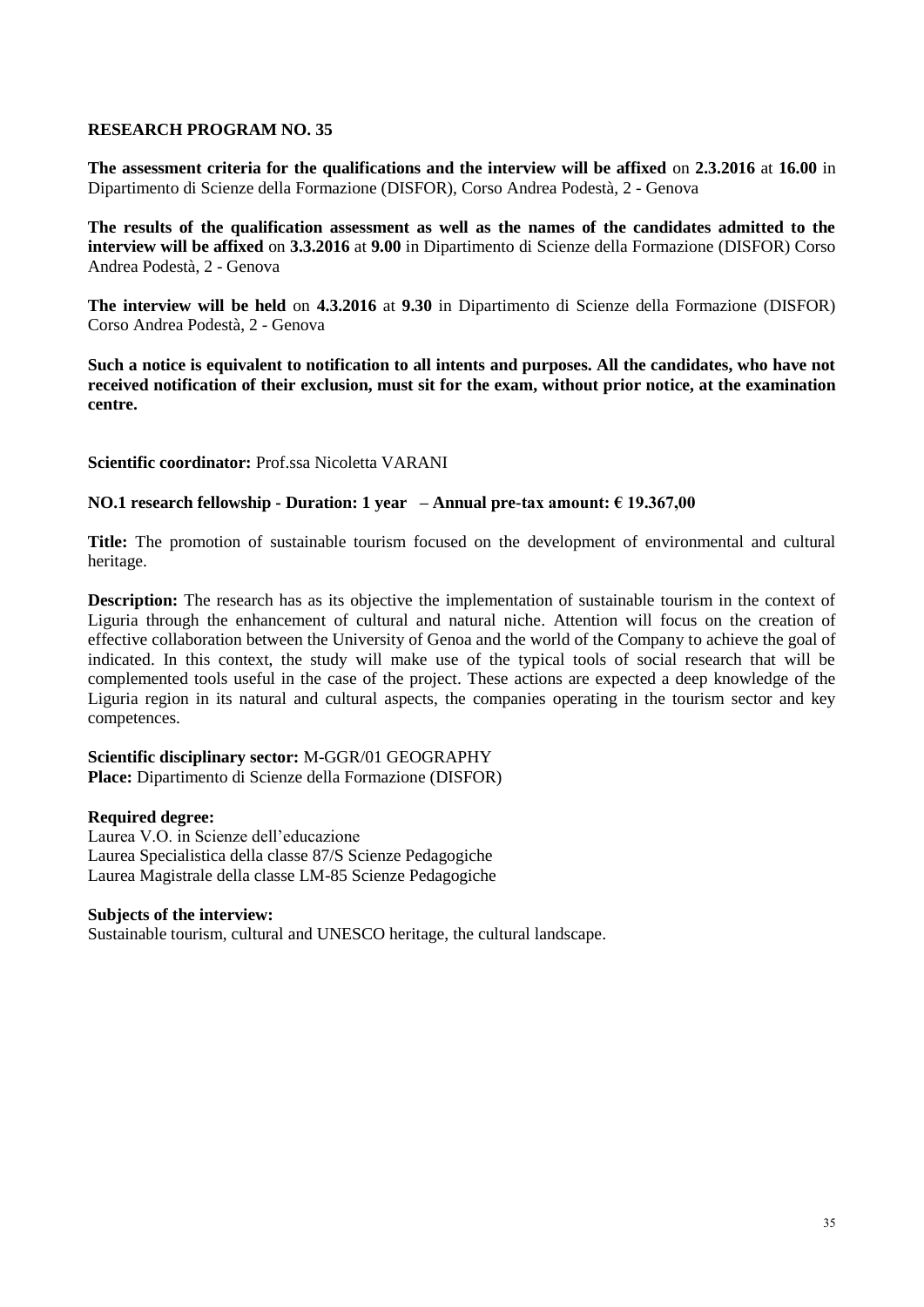## RESEARCH PROGRAM NO. 35

**The assessment criteria for the qualifications and the interview will be affixed** on **2.3.2016** at **16.00** in Dipartimento di Scienze della Formazione (DISFOR), Corso Andrea Podestà, 2 - Genova

**The results of the qualification assessment as well as the names of the candidates admitted to the interview will be affixed** on **3.3.2016** at **9.00** in Dipartimento di Scienze della Formazione (DISFOR) Corso Andrea Podestà, 2 - Genova

**The interview will be held** on **4.3.2016** at **9.30** in Dipartimento di Scienze della Formazione (DISFOR) Corso Andrea Podestà, 2 - Genova

**Such a notice is equivalent to notification to all intents and purposes. All the candidates, who have not received notification of their exclusion, must sit for the exam, without prior notice, at the examination centre.**

**Scientific coordinator:** Prof.ssa Nicoletta VARANI

**NO.1 research fellowship - Duration: 1 year – Annual pre-tax amount: € 19.367,00**

**Title:** The promotion of sustainable tourism focused on the development of environmental and cultural heritage.

**Description:** The research has as its objective the implementation of sustainable tourism in the context of Liguria through the enhancement of cultural and natural niche. Attention will focus on the creation of effective collaboration between the University of Genoa and the world of the Company to achieve the goal of indicated. In this context, the study will make use of the typical tools of social research that will be complemented tools useful in the case of the project. These actions are expected a deep knowledge of the Liguria region in its natural and cultural aspects, the companies operating in the tourism sector and key competences.

**Scientific disciplinary sector:** M-GGR/01 GEOGRAPHY
**Place:** Dipartimento di Scienze della Formazione (DISFOR)

**Required degree:**
Laurea V.O. in Scienze dell'educazione
Laurea Specialistica della classe 87/S Scienze Pedagogiche
Laurea Magistrale della classe LM-85 Scienze Pedagogiche

**Subjects of the interview:**
Sustainable tourism, cultural and UNESCO heritage, the cultural landscape.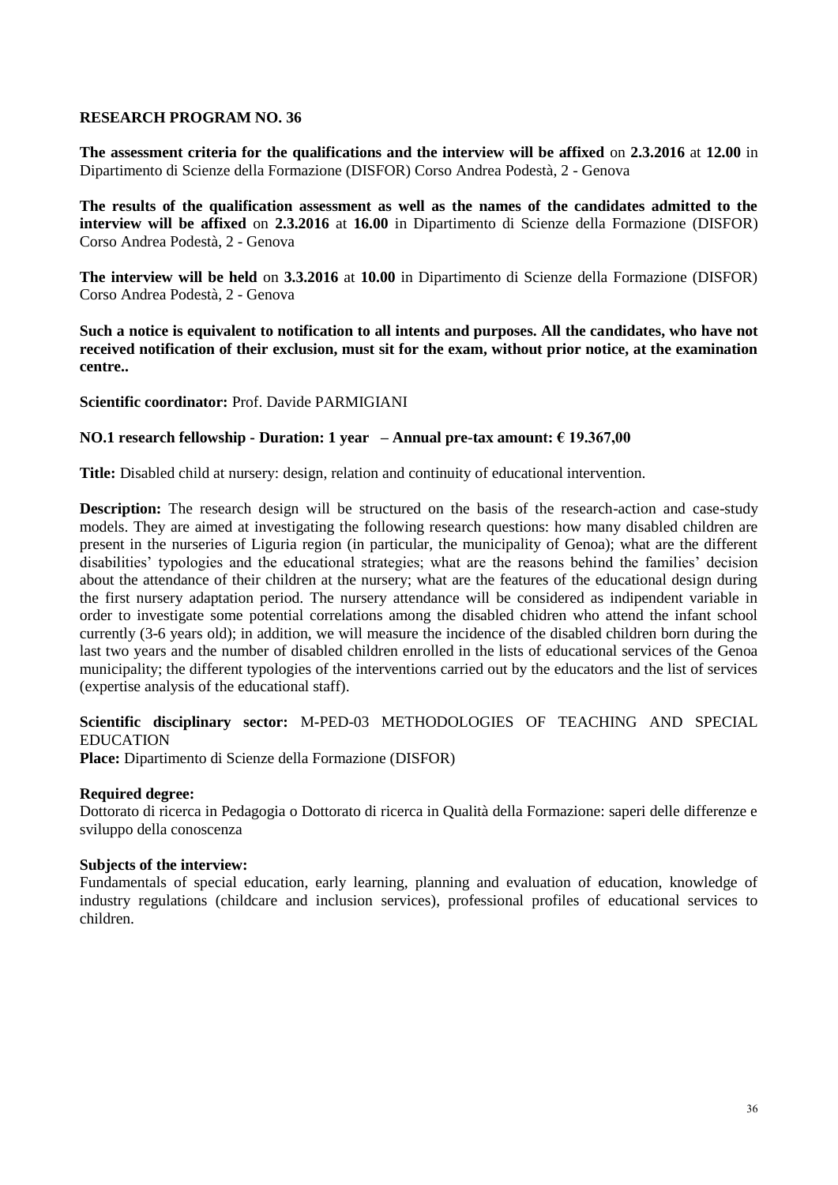## RESEARCH PROGRAM NO. 36

**The assessment criteria for the qualifications and the interview will be affixed** on **2.3.2016** at **12.00** in Dipartimento di Scienze della Formazione (DISFOR) Corso Andrea Podestà, 2 - Genova

**The results of the qualification assessment as well as the names of the candidates admitted to the interview will be affixed** on **2.3.2016** at **16.00** in Dipartimento di Scienze della Formazione (DISFOR) Corso Andrea Podestà, 2 - Genova

**The interview will be held** on **3.3.2016** at **10.00** in Dipartimento di Scienze della Formazione (DISFOR) Corso Andrea Podestà, 2 - Genova

**Such a notice is equivalent to notification to all intents and purposes. All the candidates, who have not received notification of their exclusion, must sit for the exam, without prior notice, at the examination centre..**

**Scientific coordinator:** Prof. Davide PARMIGIANI

**NO.1 research fellowship - Duration: 1 year – Annual pre-tax amount: € 19.367,00**

**Title:** Disabled child at nursery: design, relation and continuity of educational intervention.

**Description:** The research design will be structured on the basis of the research-action and case-study models. They are aimed at investigating the following research questions: how many disabled children are present in the nurseries of Liguria region (in particular, the municipality of Genoa); what are the different disabilities' typologies and the educational strategies; what are the reasons behind the families' decision about the attendance of their children at the nursery; what are the features of the educational design during the first nursery adaptation period. The nursery attendance will be considered as indipendent variable in order to investigate some potential correlations among the disabled chidren who attend the infant school currently (3-6 years old); in addition, we will measure the incidence of the disabled children born during the last two years and the number of disabled children enrolled in the lists of educational services of the Genoa municipality; the different typologies of the interventions carried out by the educators and the list of services (expertise analysis of the educational staff).

**Scientific disciplinary sector:** M-PED-03 METHODOLOGIES OF TEACHING AND SPECIAL EDUCATION

**Place:** Dipartimento di Scienze della Formazione (DISFOR)

**Required degree:**

Dottorato di ricerca in Pedagogia o Dottorato di ricerca in Qualità della Formazione: saperi delle differenze e sviluppo della conoscenza

**Subjects of the interview:**

Fundamentals of special education, early learning, planning and evaluation of education, knowledge of industry regulations (childcare and inclusion services), professional profiles of educational services to children.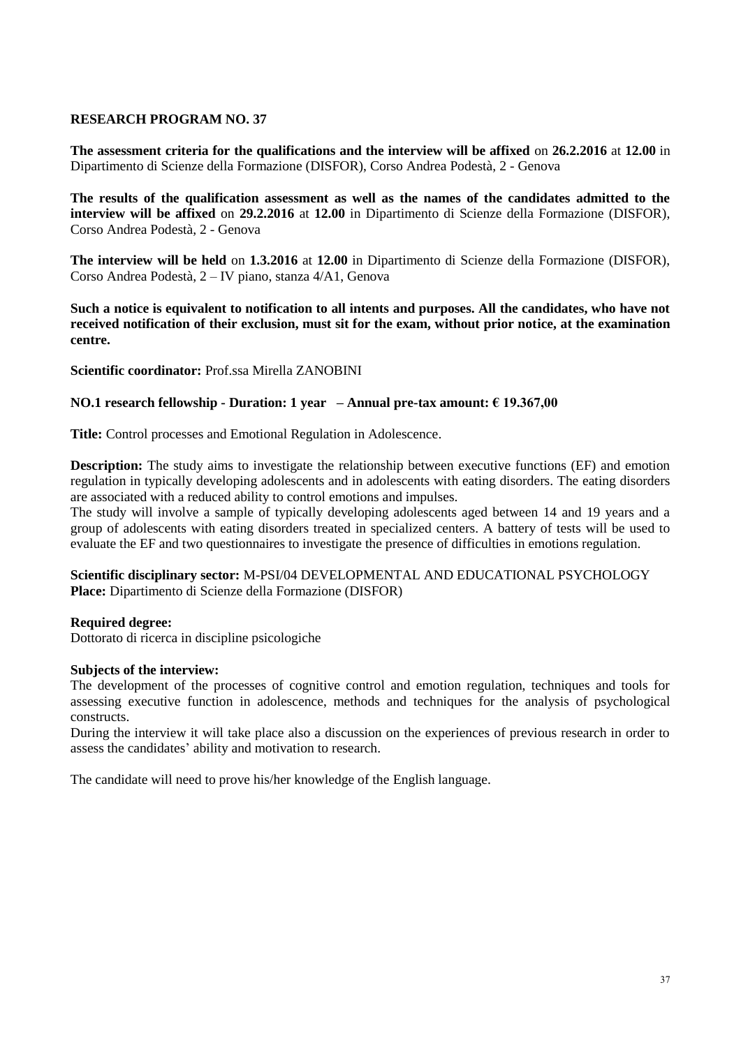## RESEARCH PROGRAM NO. 37

**The assessment criteria for the qualifications and the interview will be affixed** on **26.2.2016** at **12.00** in Dipartimento di Scienze della Formazione (DISFOR), Corso Andrea Podestà, 2 - Genova

**The results of the qualification assessment as well as the names of the candidates admitted to the interview will be affixed** on **29.2.2016** at **12.00** in Dipartimento di Scienze della Formazione (DISFOR), Corso Andrea Podestà, 2 - Genova

**The interview will be held** on **1.3.2016** at **12.00** in Dipartimento di Scienze della Formazione (DISFOR), Corso Andrea Podestà, 2 – IV piano, stanza 4/A1, Genova

**Such a notice is equivalent to notification to all intents and purposes. All the candidates, who have not received notification of their exclusion, must sit for the exam, without prior notice, at the examination centre.**

**Scientific coordinator:** Prof.ssa Mirella ZANOBINI

**NO.1 research fellowship - Duration: 1 year – Annual pre-tax amount: € 19.367,00**

**Title:** Control processes and Emotional Regulation in Adolescence.

**Description:** The study aims to investigate the relationship between executive functions (EF) and emotion regulation in typically developing adolescents and in adolescents with eating disorders. The eating disorders are associated with a reduced ability to control emotions and impulses.
The study will involve a sample of typically developing adolescents aged between 14 and 19 years and a group of adolescents with eating disorders treated in specialized centers. A battery of tests will be used to evaluate the EF and two questionnaires to investigate the presence of difficulties in emotions regulation.

**Scientific disciplinary sector:** M-PSI/04 DEVELOPMENTAL AND EDUCATIONAL PSYCHOLOGY
**Place:** Dipartimento di Scienze della Formazione (DISFOR)

**Required degree:**
Dottorato di ricerca in discipline psicologiche

**Subjects of the interview:**
The development of the processes of cognitive control and emotion regulation, techniques and tools for assessing executive function in adolescence, methods and techniques for the analysis of psychological constructs.
During the interview it will take place also a discussion on the experiences of previous research in order to assess the candidates' ability and motivation to research.

The candidate will need to prove his/her knowledge of the English language.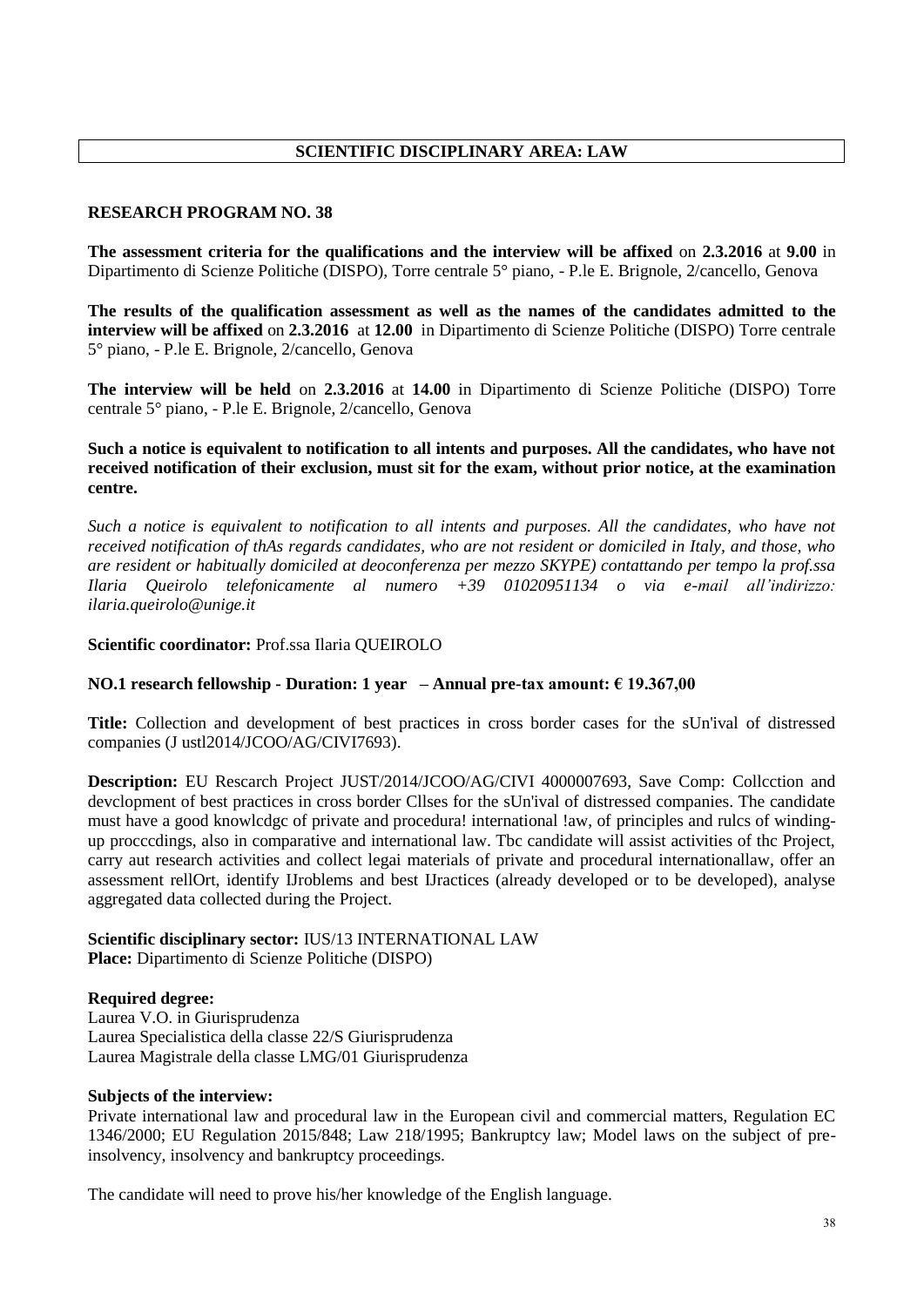## SCIENTIFIC DISCIPLINARY AREA: LAW

### RESEARCH PROGRAM NO. 38

**The assessment criteria for the qualifications and the interview will be affixed** on **2.3.2016** at **9.00** in Dipartimento di Scienze Politiche (DISPO), Torre centrale 5° piano, - P.le E. Brignole, 2/cancello, Genova

**The results of the qualification assessment as well as the names of the candidates admitted to the interview will be affixed** on **2.3.2016** at **12.00** in Dipartimento di Scienze Politiche (DISPO) Torre centrale 5° piano, - P.le E. Brignole, 2/cancello, Genova

**The interview will be held** on **2.3.2016** at **14.00** in Dipartimento di Scienze Politiche (DISPO) Torre centrale 5° piano, - P.le E. Brignole, 2/cancello, Genova

**Such a notice is equivalent to notification to all intents and purposes. All the candidates, who have not received notification of their exclusion, must sit for the exam, without prior notice, at the examination centre.**

*Such a notice is equivalent to notification to all intents and purposes. All the candidates, who have not received notification of thAs regards candidates, who are not resident or domiciled in Italy, and those, who are resident or habitually domiciled at deoconferenza per mezzo SKYPE) contattando per tempo la prof.ssa Ilaria Queirolo telefonicamente al numero +39 01020951134 o via e-mail all'indirizzo: ilaria.queirolo@unige.it*

**Scientific coordinator:** Prof.ssa Ilaria QUEIROLO

**NO.1 research fellowship - Duration: 1 year – Annual pre-tax amount: € 19.367,00**

**Title:** Collection and development of best practices in cross border cases for the sUn'ival of distressed companies (J ustl2014/JCOO/AG/CIVI7693).

**Description:** EU Rescarch Project JUST/2014/JCOO/AG/CIVI 4000007693, Save Comp: Collcction and devclopment of best practices in cross border Cllses for the sUn'ival of distressed companies. The candidate must have a good knowlcdgc of private and procedura! international !aw, of principles and rulcs of winding-up procccdings, also in comparative and international law. Tbc candidate will assist activities of thc Project, carry aut research activities and collect legai materials of private and procedural internationallaw, offer an assessment rellOrt, identify IJroblems and best IJractices (already developed or to be developed), analyse aggregated data collected during the Project.

**Scientific disciplinary sector:** IUS/13 INTERNATIONAL LAW
**Place:** Dipartimento di Scienze Politiche (DISPO)

**Required degree:**
Laurea V.O. in Giurisprudenza
Laurea Specialistica della classe 22/S Giurisprudenza
Laurea Magistrale della classe LMG/01 Giurisprudenza

**Subjects of the interview:**
Private international law and procedural law in the European civil and commercial matters, Regulation EC 1346/2000; EU Regulation 2015/848; Law 218/1995; Bankruptcy law; Model laws on the subject of pre-insolvency, insolvency and bankruptcy proceedings.

The candidate will need to prove his/her knowledge of the English language.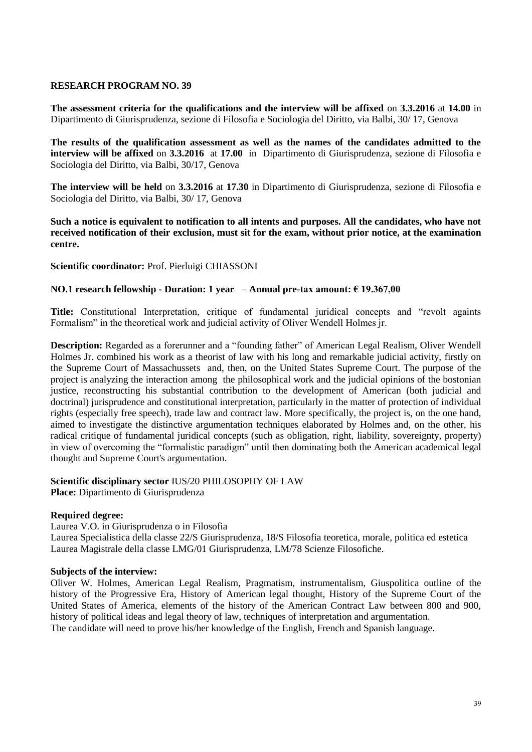## RESEARCH PROGRAM NO. 39

**The assessment criteria for the qualifications and the interview will be affixed** on **3.3.2016** at **14.00** in Dipartimento di Giurisprudenza, sezione di Filosofia e Sociologia del Diritto, via Balbi, 30/ 17, Genova

**The results of the qualification assessment as well as the names of the candidates admitted to the interview will be affixed** on **3.3.2016** at **17.00** in Dipartimento di Giurisprudenza, sezione di Filosofia e Sociologia del Diritto, via Balbi, 30/17, Genova

**The interview will be held** on **3.3.2016** at **17.30** in Dipartimento di Giurisprudenza, sezione di Filosofia e Sociologia del Diritto, via Balbi, 30/ 17, Genova

**Such a notice is equivalent to notification to all intents and purposes. All the candidates, who have not received notification of their exclusion, must sit for the exam, without prior notice, at the examination centre.**

**Scientific coordinator:** Prof. Pierluigi CHIASSONI

**NO.1 research fellowship - Duration: 1 year – Annual pre-tax amount: € 19.367,00**

**Title:** Constitutional Interpretation, critique of fundamental juridical concepts and "revolt againts Formalism" in the theoretical work and judicial activity of Oliver Wendell Holmes jr.

**Description:** Regarded as a forerunner and a "founding father" of American Legal Realism, Oliver Wendell Holmes Jr. combined his work as a theorist of law with his long and remarkable judicial activity, firstly on the Supreme Court of Massachussets and, then, on the United States Supreme Court. The purpose of the project is analyzing the interaction among the philosophical work and the judicial opinions of the bostonian justice, reconstructing his substantial contribution to the development of American (both judicial and doctrinal) jurisprudence and constitutional interpretation, particularly in the matter of protection of individual rights (especially free speech), trade law and contract law. More specifically, the project is, on the one hand, aimed to investigate the distinctive argumentation techniques elaborated by Holmes and, on the other, his radical critique of fundamental juridical concepts (such as obligation, right, liability, sovereignty, property) in view of overcoming the "formalistic paradigm" until then dominating both the American academical legal thought and Supreme Court's argumentation.

**Scientific disciplinary sector** IUS/20 PHILOSOPHY OF LAW
**Place:** Dipartimento di Giurisprudenza

**Required degree:**

Laurea V.O. in Giurisprudenza o in Filosofia
Laurea Specialistica della classe 22/S Giurisprudenza, 18/S Filosofia teoretica, morale, politica ed estetica
Laurea Magistrale della classe LMG/01 Giurisprudenza, LM/78 Scienze Filosofiche.

**Subjects of the interview:**

Oliver W. Holmes, American Legal Realism, Pragmatism, instrumentalism, Giuspolitica outline of the history of the Progressive Era, History of American legal thought, History of the Supreme Court of the United States of America, elements of the history of the American Contract Law between 800 and 900, history of political ideas and legal theory of law, techniques of interpretation and argumentation.
The candidate will need to prove his/her knowledge of the English, French and Spanish language.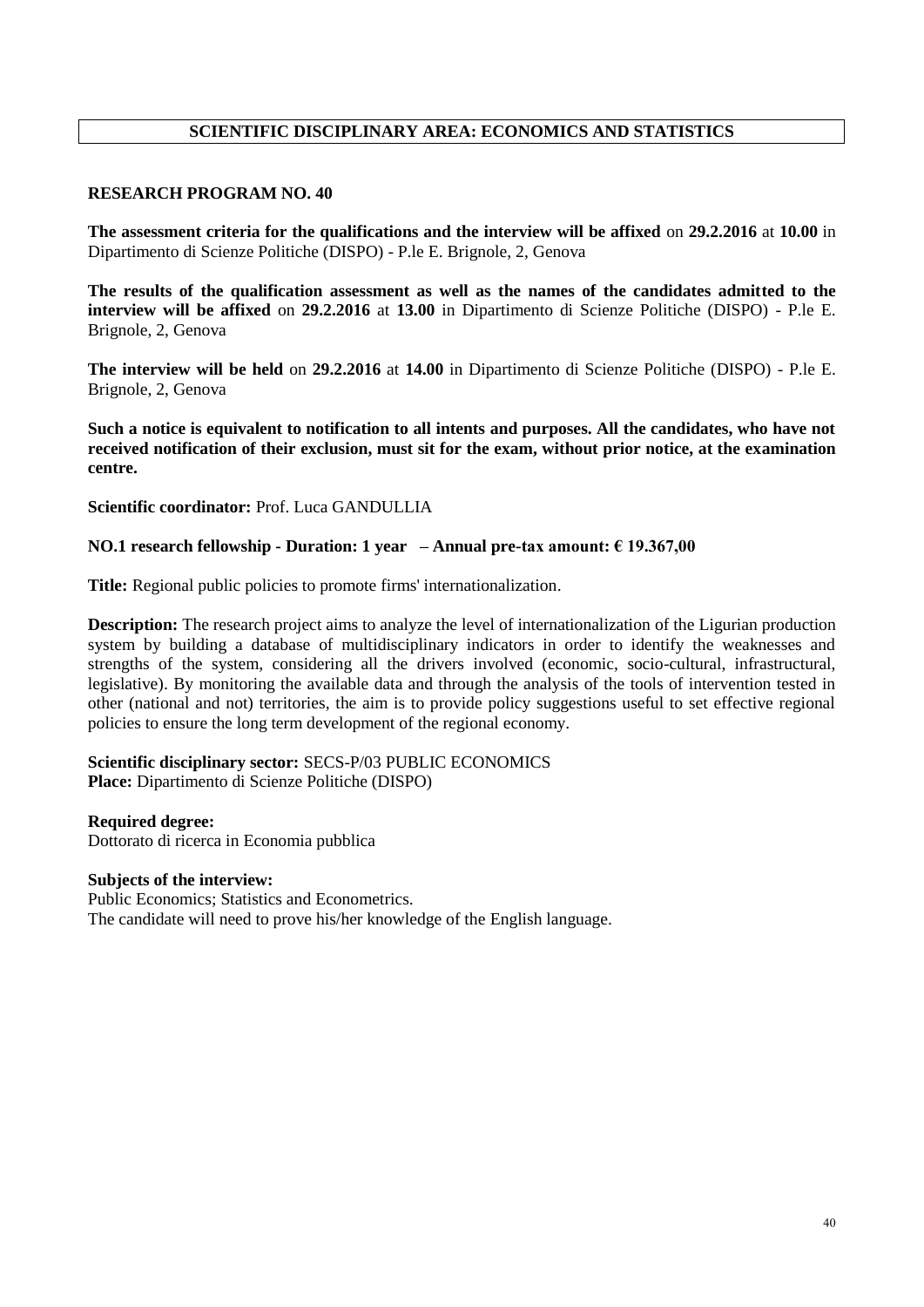## SCIENTIFIC DISCIPLINARY AREA: ECONOMICS AND STATISTICS

### RESEARCH PROGRAM NO. 40

**The assessment criteria for the qualifications and the interview will be affixed** on **29.2.2016** at **10.00** in Dipartimento di Scienze Politiche (DISPO) - P.le E. Brignole, 2, Genova

**The results of the qualification assessment as well as the names of the candidates admitted to the interview will be affixed** on **29.2.2016** at **13.00** in Dipartimento di Scienze Politiche (DISPO) - P.le E. Brignole, 2, Genova

**The interview will be held** on **29.2.2016** at **14.00** in Dipartimento di Scienze Politiche (DISPO) - P.le E. Brignole, 2, Genova

**Such a notice is equivalent to notification to all intents and purposes. All the candidates, who have not received notification of their exclusion, must sit for the exam, without prior notice, at the examination centre.**

**Scientific coordinator:** Prof. Luca GANDULLIA

**NO.1 research fellowship - Duration: 1 year – Annual pre-tax amount: € 19.367,00**

**Title:** Regional public policies to promote firms' internationalization.

**Description:** The research project aims to analyze the level of internationalization of the Ligurian production system by building a database of multidisciplinary indicators in order to identify the weaknesses and strengths of the system, considering all the drivers involved (economic, socio-cultural, infrastructural, legislative). By monitoring the available data and through the analysis of the tools of intervention tested in other (national and not) territories, the aim is to provide policy suggestions useful to set effective regional policies to ensure the long term development of the regional economy.

**Scientific disciplinary sector:** SECS-P/03 PUBLIC ECONOMICS
**Place:** Dipartimento di Scienze Politiche (DISPO)

**Required degree:**
Dottorato di ricerca in Economia pubblica

**Subjects of the interview:**
Public Economics; Statistics and Econometrics.
The candidate will need to prove his/her knowledge of the English language.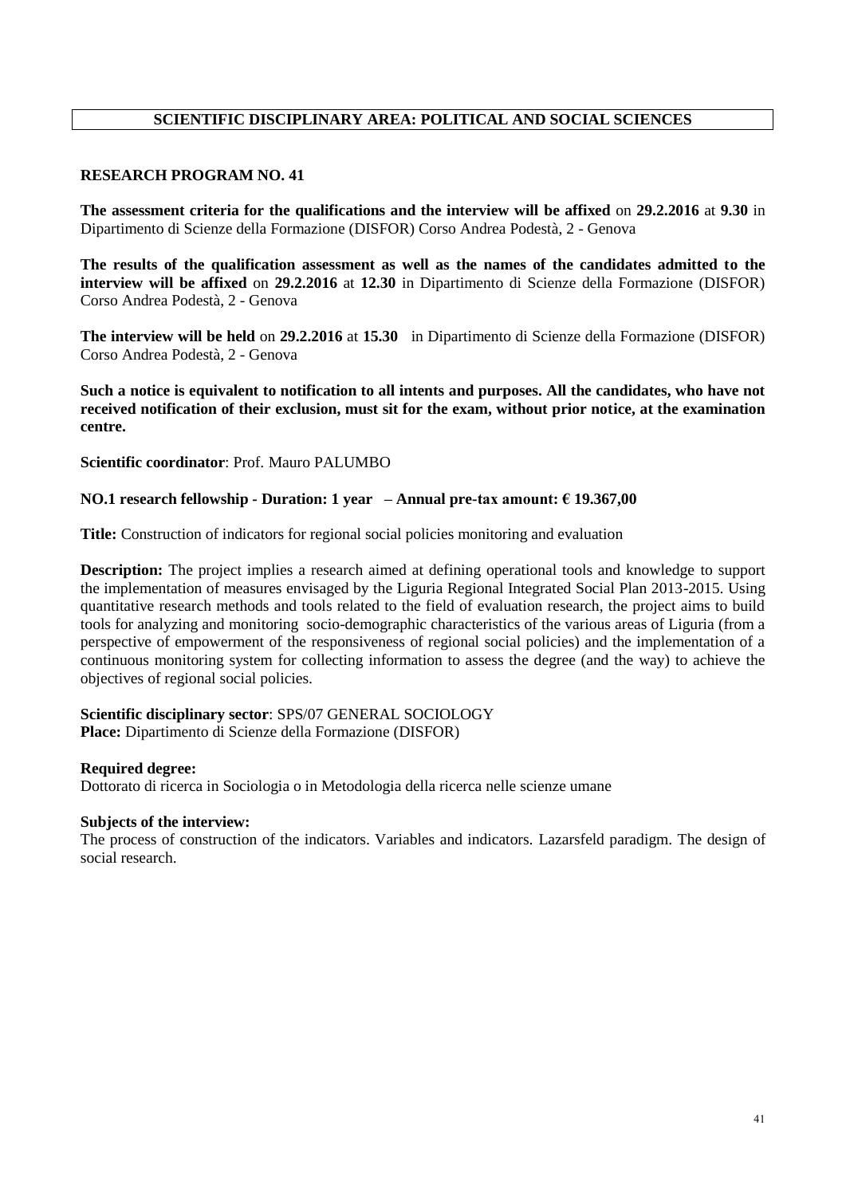## SCIENTIFIC DISCIPLINARY AREA: POLITICAL AND SOCIAL SCIENCES

### RESEARCH PROGRAM NO. 41

**The assessment criteria for the qualifications and the interview will be affixed** on **29.2.2016** at **9.30** in Dipartimento di Scienze della Formazione (DISFOR) Corso Andrea Podestà, 2 - Genova

**The results of the qualification assessment as well as the names of the candidates admitted to the interview will be affixed** on **29.2.2016** at **12.30** in Dipartimento di Scienze della Formazione (DISFOR) Corso Andrea Podestà, 2 - Genova

**The interview will be held** on **29.2.2016** at **15.30** in Dipartimento di Scienze della Formazione (DISFOR) Corso Andrea Podestà, 2 - Genova

**Such a notice is equivalent to notification to all intents and purposes. All the candidates, who have not received notification of their exclusion, must sit for the exam, without prior notice, at the examination centre.**

**Scientific coordinator**: Prof. Mauro PALUMBO

**NO.1 research fellowship - Duration: 1 year – Annual pre-tax amount: € 19.367,00**

**Title:** Construction of indicators for regional social policies monitoring and evaluation

**Description:** The project implies a research aimed at defining operational tools and knowledge to support the implementation of measures envisaged by the Liguria Regional Integrated Social Plan 2013-2015. Using quantitative research methods and tools related to the field of evaluation research, the project aims to build tools for analyzing and monitoring socio-demographic characteristics of the various areas of Liguria (from a perspective of empowerment of the responsiveness of regional social policies) and the implementation of a continuous monitoring system for collecting information to assess the degree (and the way) to achieve the objectives of regional social policies.

**Scientific disciplinary sector**: SPS/07 GENERAL SOCIOLOGY
**Place:** Dipartimento di Scienze della Formazione (DISFOR)

**Required degree:**
Dottorato di ricerca in Sociologia o in Metodologia della ricerca nelle scienze umane

**Subjects of the interview:**
The process of construction of the indicators. Variables and indicators. Lazarsfeld paradigm. The design of social research.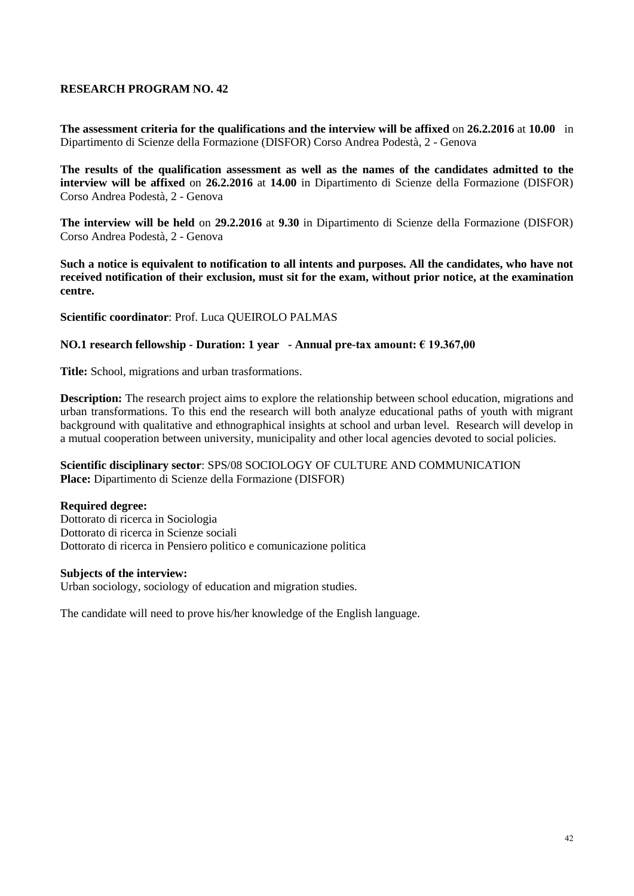## RESEARCH PROGRAM NO. 42

**The assessment criteria for the qualifications and the interview will be affixed** on **26.2.2016** at **10.00** in Dipartimento di Scienze della Formazione (DISFOR) Corso Andrea Podestà, 2 - Genova

**The results of the qualification assessment as well as the names of the candidates admitted to the interview will be affixed** on **26.2.2016** at **14.00** in Dipartimento di Scienze della Formazione (DISFOR) Corso Andrea Podestà, 2 - Genova

**The interview will be held** on **29.2.2016** at **9.30** in Dipartimento di Scienze della Formazione (DISFOR) Corso Andrea Podestà, 2 - Genova

**Such a notice is equivalent to notification to all intents and purposes. All the candidates, who have not received notification of their exclusion, must sit for the exam, without prior notice, at the examination centre.**

**Scientific coordinator**: Prof. Luca QUEIROLO PALMAS

**NO.1 research fellowship - Duration: 1 year - Annual pre-tax amount: € 19.367,00**

**Title:** School, migrations and urban trasformations.

**Description:** The research project aims to explore the relationship between school education, migrations and urban transformations. To this end the research will both analyze educational paths of youth with migrant background with qualitative and ethnographical insights at school and urban level. Research will develop in a mutual cooperation between university, municipality and other local agencies devoted to social policies.

**Scientific disciplinary sector**: SPS/08 SOCIOLOGY OF CULTURE AND COMMUNICATION
**Place:** Dipartimento di Scienze della Formazione (DISFOR)

**Required degree:**
Dottorato di ricerca in Sociologia
Dottorato di ricerca in Scienze sociali
Dottorato di ricerca in Pensiero politico e comunicazione politica

**Subjects of the interview:**
Urban sociology, sociology of education and migration studies.

The candidate will need to prove his/her knowledge of the English language.